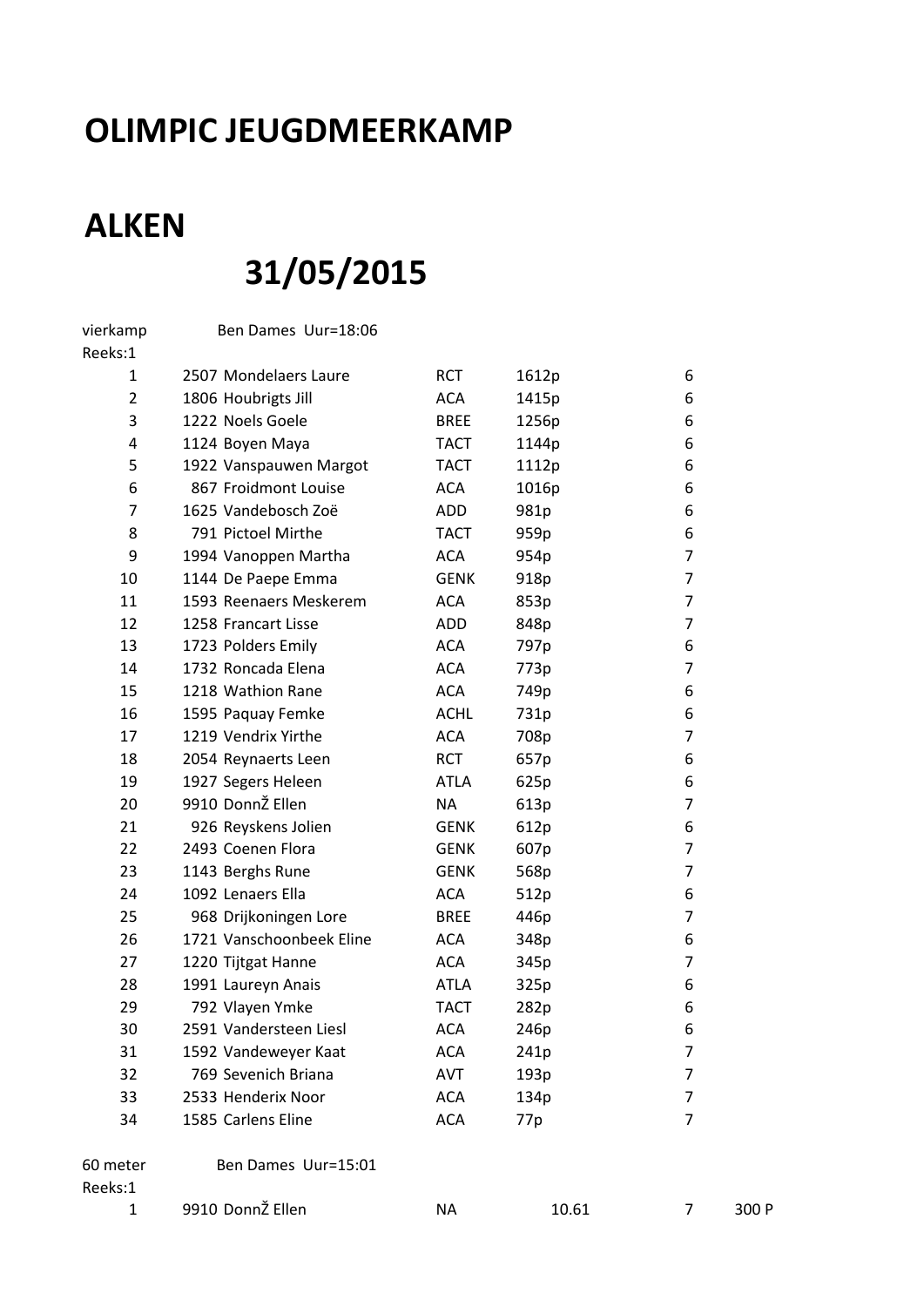# OLIMPIC JEUGDMEERKAMP

# ALKEN

## 31/05/2015

vierkamp Ben Dames Uur=18:06

Reeks:1

| | | | | | |
|---|---|---|---|---|---|
| 1 | 2507 | Mondelaers Laure | RCT | 1612p | 6 |
| 2 | 1806 | Houbrigts Jill | ACA | 1415p | 6 |
| 3 | 1222 | Noels Goele | BREE | 1256p | 6 |
| 4 | 1124 | Boyen Maya | TACT | 1144p | 6 |
| 5 | 1922 | Vanspauwen Margot | TACT | 1112p | 6 |
| 6 | 867 | Froidmont Louise | ACA | 1016p | 6 |
| 7 | 1625 | Vandebosch Zoë | ADD | 981p | 6 |
| 8 | 791 | Pictoel Mirthe | TACT | 959p | 6 |
| 9 | 1994 | Vanoppen Martha | ACA | 954p | 7 |
| 10 | 1144 | De Paepe Emma | GENK | 918p | 7 |
| 11 | 1593 | Reenaers Meskerem | ACA | 853p | 7 |
| 12 | 1258 | Francart Lisse | ADD | 848p | 7 |
| 13 | 1723 | Polders Emily | ACA | 797p | 6 |
| 14 | 1732 | Roncada Elena | ACA | 773p | 7 |
| 15 | 1218 | Wathion Rane | ACA | 749p | 6 |
| 16 | 1595 | Paquay Femke | ACHL | 731p | 6 |
| 17 | 1219 | Vendrix Yirthe | ACA | 708p | 7 |
| 18 | 2054 | Reynaerts Leen | RCT | 657p | 6 |
| 19 | 1927 | Segers Heleen | ATLA | 625p | 6 |
| 20 | 9910 | DonnŽ Ellen | NA | 613p | 7 |
| 21 | 926 | Reyskens Jolien | GENK | 612p | 6 |
| 22 | 2493 | Coenen Flora | GENK | 607p | 7 |
| 23 | 1143 | Berghs Rune | GENK | 568p | 7 |
| 24 | 1092 | Lenaers Ella | ACA | 512p | 6 |
| 25 | 968 | Drijkoningen Lore | BREE | 446p | 7 |
| 26 | 1721 | Vanschoonbeek Eline | ACA | 348p | 6 |
| 27 | 1220 | Tijtgat Hanne | ACA | 345p | 7 |
| 28 | 1991 | Laureyn Anais | ATLA | 325p | 6 |
| 29 | 792 | Vlayen Ymke | TACT | 282p | 6 |
| 30 | 2591 | Vandersteen Liesl | ACA | 246p | 6 |
| 31 | 1592 | Vandeweyer Kaat | ACA | 241p | 7 |
| 32 | 769 | Sevenich Briana | AVT | 193p | 7 |
| 33 | 2533 | Henderix Noor | ACA | 134p | 7 |
| 34 | 1585 | Carlens Eline | ACA | 77p | 7 |

60 meter Ben Dames Uur=15:01

Reeks:1

| | | | | | | |
|---|---|---|---|---|---|---|
| 1 | 9910 | DonnŽ Ellen | NA | 10.61 | 7 | 300 P |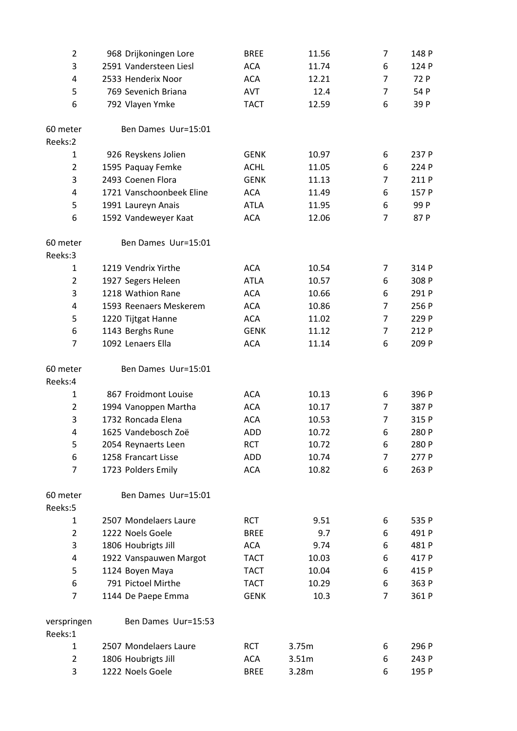| | | | | | |
|---|---|---|---|---|---|
| 2 | 968 Drijkoningen Lore | BREE | 11.56 | 7 | 148 P |
| 3 | 2591 Vandersteen Liesl | ACA | 11.74 | 6 | 124 P |
| 4 | 2533 Henderix Noor | ACA | 12.21 | 7 | 72 P |
| 5 | 769 Sevenich Briana | AVT | 12.4 | 7 | 54 P |
| 6 | 792 Vlayen Ymke | TACT | 12.59 | 6 | 39 P |

60 meter Ben Dames Uur=15:01

Reeks:2

| | | | | | |
|---|---|---|---|---|---|
| 1 | 926 Reyskens Jolien | GENK | 10.97 | 6 | 237 P |
| 2 | 1595 Paquay Femke | ACHL | 11.05 | 6 | 224 P |
| 3 | 2493 Coenen Flora | GENK | 11.13 | 7 | 211 P |
| 4 | 1721 Vanschoonbeek Eline | ACA | 11.49 | 6 | 157 P |
| 5 | 1991 Laureyn Anais | ATLA | 11.95 | 6 | 99 P |
| 6 | 1592 Vandeweyer Kaat | ACA | 12.06 | 7 | 87 P |

60 meter Ben Dames Uur=15:01

Reeks:3

| | | | | | |
|---|---|---|---|---|---|
| 1 | 1219 Vendrix Yirthe | ACA | 10.54 | 7 | 314 P |
| 2 | 1927 Segers Heleen | ATLA | 10.57 | 6 | 308 P |
| 3 | 1218 Wathion Rane | ACA | 10.66 | 6 | 291 P |
| 4 | 1593 Reenaers Meskerem | ACA | 10.86 | 7 | 256 P |
| 5 | 1220 Tijtgat Hanne | ACA | 11.02 | 7 | 229 P |
| 6 | 1143 Berghs Rune | GENK | 11.12 | 7 | 212 P |
| 7 | 1092 Lenaers Ella | ACA | 11.14 | 6 | 209 P |

60 meter Ben Dames Uur=15:01

Reeks:4

| | | | | | |
|---|---|---|---|---|---|
| 1 | 867 Froidmont Louise | ACA | 10.13 | 6 | 396 P |
| 2 | 1994 Vanoppen Martha | ACA | 10.17 | 7 | 387 P |
| 3 | 1732 Roncada Elena | ACA | 10.53 | 7 | 315 P |
| 4 | 1625 Vandebosch Zoë | ADD | 10.72 | 6 | 280 P |
| 5 | 2054 Reynaerts Leen | RCT | 10.72 | 6 | 280 P |
| 6 | 1258 Francart Lisse | ADD | 10.74 | 7 | 277 P |
| 7 | 1723 Polders Emily | ACA | 10.82 | 6 | 263 P |

60 meter Ben Dames Uur=15:01

Reeks:5

| | | | | | |
|---|---|---|---|---|---|
| 1 | 2507 Mondelaers Laure | RCT | 9.51 | 6 | 535 P |
| 2 | 1222 Noels Goele | BREE | 9.7 | 6 | 491 P |
| 3 | 1806 Houbrigts Jill | ACA | 9.74 | 6 | 481 P |
| 4 | 1922 Vanspauwen Margot | TACT | 10.03 | 6 | 417 P |
| 5 | 1124 Boyen Maya | TACT | 10.04 | 6 | 415 P |
| 6 | 791 Pictoel Mirthe | TACT | 10.29 | 6 | 363 P |
| 7 | 1144 De Paepe Emma | GENK | 10.3 | 7 | 361 P |

verspringen Ben Dames Uur=15:53

Reeks:1

| | | | | | |
|---|---|---|---|---|---|
| 1 | 2507 Mondelaers Laure | RCT | 3.75m | 6 | 296 P |
| 2 | 1806 Houbrigts Jill | ACA | 3.51m | 6 | 243 P |
| 3 | 1222 Noels Goele | BREE | 3.28m | 6 | 195 P |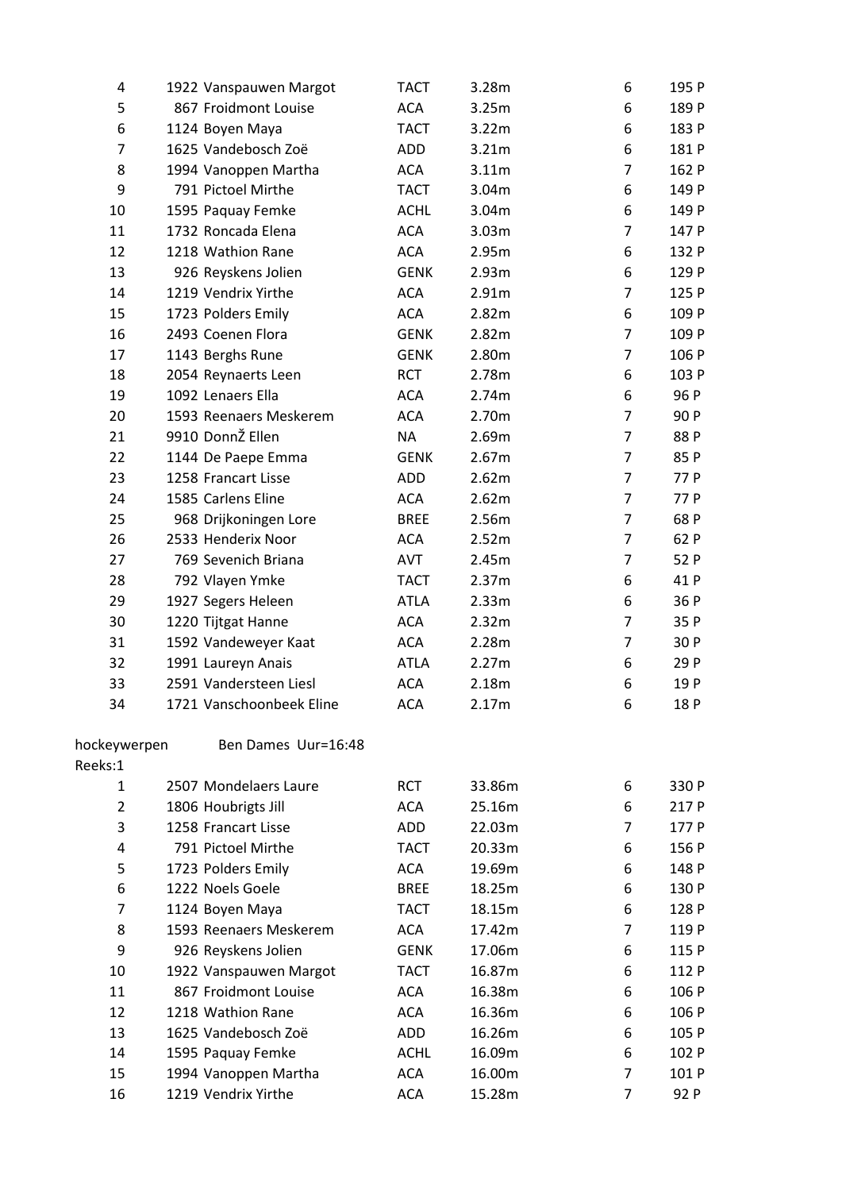| | | | | | |
|---|---|---|---|---|---|
| 4 | 1922 Vanspauwen Margot | TACT | 3.28m | 6 | 195 P |
| 5 | 867 Froidmont Louise | ACA | 3.25m | 6 | 189 P |
| 6 | 1124 Boyen Maya | TACT | 3.22m | 6 | 183 P |
| 7 | 1625 Vandebosch Zoë | ADD | 3.21m | 6 | 181 P |
| 8 | 1994 Vanoppen Martha | ACA | 3.11m | 7 | 162 P |
| 9 | 791 Pictoel Mirthe | TACT | 3.04m | 6 | 149 P |
| 10 | 1595 Paquay Femke | ACHL | 3.04m | 6 | 149 P |
| 11 | 1732 Roncada Elena | ACA | 3.03m | 7 | 147 P |
| 12 | 1218 Wathion Rane | ACA | 2.95m | 6 | 132 P |
| 13 | 926 Reyskens Jolien | GENK | 2.93m | 6 | 129 P |
| 14 | 1219 Vendrix Yirthe | ACA | 2.91m | 7 | 125 P |
| 15 | 1723 Polders Emily | ACA | 2.82m | 6 | 109 P |
| 16 | 2493 Coenen Flora | GENK | 2.82m | 7 | 109 P |
| 17 | 1143 Berghs Rune | GENK | 2.80m | 7 | 106 P |
| 18 | 2054 Reynaerts Leen | RCT | 2.78m | 6 | 103 P |
| 19 | 1092 Lenaers Ella | ACA | 2.74m | 6 | 96 P |
| 20 | 1593 Reenaers Meskerem | ACA | 2.70m | 7 | 90 P |
| 21 | 9910 DonnŽ Ellen | NA | 2.69m | 7 | 88 P |
| 22 | 1144 De Paepe Emma | GENK | 2.67m | 7 | 85 P |
| 23 | 1258 Francart Lisse | ADD | 2.62m | 7 | 77 P |
| 24 | 1585 Carlens Eline | ACA | 2.62m | 7 | 77 P |
| 25 | 968 Drijkoningen Lore | BREE | 2.56m | 7 | 68 P |
| 26 | 2533 Henderix Noor | ACA | 2.52m | 7 | 62 P |
| 27 | 769 Sevenich Briana | AVT | 2.45m | 7 | 52 P |
| 28 | 792 Vlayen Ymke | TACT | 2.37m | 6 | 41 P |
| 29 | 1927 Segers Heleen | ATLA | 2.33m | 6 | 36 P |
| 30 | 1220 Tijtgat Hanne | ACA | 2.32m | 7 | 35 P |
| 31 | 1592 Vandeweyer Kaat | ACA | 2.28m | 7 | 30 P |
| 32 | 1991 Laureyn Anais | ATLA | 2.27m | 6 | 29 P |
| 33 | 2591 Vandersteen Liesl | ACA | 2.18m | 6 | 19 P |
| 34 | 1721 Vanschoonbeek Eline | ACA | 2.17m | 6 | 18 P |

hockeywerpen Ben Dames Uur=16:48

Reeks:1

| | | | | | |
|---|---|---|---|---|---|
| 1 | 2507 Mondelaers Laure | RCT | 33.86m | 6 | 330 P |
| 2 | 1806 Houbrigts Jill | ACA | 25.16m | 6 | 217 P |
| 3 | 1258 Francart Lisse | ADD | 22.03m | 7 | 177 P |
| 4 | 791 Pictoel Mirthe | TACT | 20.33m | 6 | 156 P |
| 5 | 1723 Polders Emily | ACA | 19.69m | 6 | 148 P |
| 6 | 1222 Noels Goele | BREE | 18.25m | 6 | 130 P |
| 7 | 1124 Boyen Maya | TACT | 18.15m | 6 | 128 P |
| 8 | 1593 Reenaers Meskerem | ACA | 17.42m | 7 | 119 P |
| 9 | 926 Reyskens Jolien | GENK | 17.06m | 6 | 115 P |
| 10 | 1922 Vanspauwen Margot | TACT | 16.87m | 6 | 112 P |
| 11 | 867 Froidmont Louise | ACA | 16.38m | 6 | 106 P |
| 12 | 1218 Wathion Rane | ACA | 16.36m | 6 | 106 P |
| 13 | 1625 Vandebosch Zoë | ADD | 16.26m | 6 | 105 P |
| 14 | 1595 Paquay Femke | ACHL | 16.09m | 6 | 102 P |
| 15 | 1994 Vanoppen Martha | ACA | 16.00m | 7 | 101 P |
| 16 | 1219 Vendrix Yirthe | ACA | 15.28m | 7 | 92 P |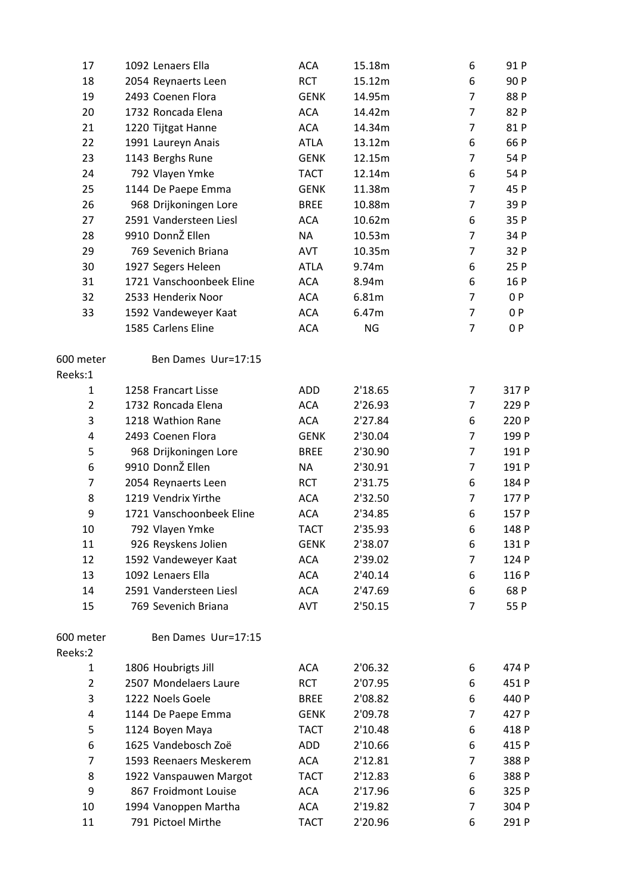| | | | | | |
|---|---|---|---|---|---|
| 17 | 1092 Lenaers Ella | ACA | 15.18m | 6 | 91 P |
| 18 | 2054 Reynaerts Leen | RCT | 15.12m | 6 | 90 P |
| 19 | 2493 Coenen Flora | GENK | 14.95m | 7 | 88 P |
| 20 | 1732 Roncada Elena | ACA | 14.42m | 7 | 82 P |
| 21 | 1220 Tijtgat Hanne | ACA | 14.34m | 7 | 81 P |
| 22 | 1991 Laureyn Anais | ATLA | 13.12m | 6 | 66 P |
| 23 | 1143 Berghs Rune | GENK | 12.15m | 7 | 54 P |
| 24 | 792 Vlayen Ymke | TACT | 12.14m | 6 | 54 P |
| 25 | 1144 De Paepe Emma | GENK | 11.38m | 7 | 45 P |
| 26 | 968 Drijkoningen Lore | BREE | 10.88m | 7 | 39 P |
| 27 | 2591 Vandersteen Liesl | ACA | 10.62m | 6 | 35 P |
| 28 | 9910 DonnŽ Ellen | NA | 10.53m | 7 | 34 P |
| 29 | 769 Sevenich Briana | AVT | 10.35m | 7 | 32 P |
| 30 | 1927 Segers Heleen | ATLA | 9.74m | 6 | 25 P |
| 31 | 1721 Vanschoonbeek Eline | ACA | 8.94m | 6 | 16 P |
| 32 | 2533 Henderix Noor | ACA | 6.81m | 7 | 0 P |
| 33 | 1592 Vandeweyer Kaat | ACA | 6.47m | 7 | 0 P |
| | 1585 Carlens Eline | ACA | NG | 7 | 0 P |

600 meter Ben Dames Uur=17:15

Reeks:1

| | | | | | |
|---|---|---|---|---|---|
| 1 | 1258 Francart Lisse | ADD | 2'18.65 | 7 | 317 P |
| 2 | 1732 Roncada Elena | ACA | 2'26.93 | 7 | 229 P |
| 3 | 1218 Wathion Rane | ACA | 2'27.84 | 6 | 220 P |
| 4 | 2493 Coenen Flora | GENK | 2'30.04 | 7 | 199 P |
| 5 | 968 Drijkoningen Lore | BREE | 2'30.90 | 7 | 191 P |
| 6 | 9910 DonnŽ Ellen | NA | 2'30.91 | 7 | 191 P |
| 7 | 2054 Reynaerts Leen | RCT | 2'31.75 | 6 | 184 P |
| 8 | 1219 Vendrix Yirthe | ACA | 2'32.50 | 7 | 177 P |
| 9 | 1721 Vanschoonbeek Eline | ACA | 2'34.85 | 6 | 157 P |
| 10 | 792 Vlayen Ymke | TACT | 2'35.93 | 6 | 148 P |
| 11 | 926 Reyskens Jolien | GENK | 2'38.07 | 6 | 131 P |
| 12 | 1592 Vandeweyer Kaat | ACA | 2'39.02 | 7 | 124 P |
| 13 | 1092 Lenaers Ella | ACA | 2'40.14 | 6 | 116 P |
| 14 | 2591 Vandersteen Liesl | ACA | 2'47.69 | 6 | 68 P |
| 15 | 769 Sevenich Briana | AVT | 2'50.15 | 7 | 55 P |

600 meter Ben Dames Uur=17:15

Reeks:2

| | | | | | |
|---|---|---|---|---|---|
| 1 | 1806 Houbrigts Jill | ACA | 2'06.32 | 6 | 474 P |
| 2 | 2507 Mondelaers Laure | RCT | 2'07.95 | 6 | 451 P |
| 3 | 1222 Noels Goele | BREE | 2'08.82 | 6 | 440 P |
| 4 | 1144 De Paepe Emma | GENK | 2'09.78 | 7 | 427 P |
| 5 | 1124 Boyen Maya | TACT | 2'10.48 | 6 | 418 P |
| 6 | 1625 Vandebosch Zoë | ADD | 2'10.66 | 6 | 415 P |
| 7 | 1593 Reenaers Meskerem | ACA | 2'12.81 | 7 | 388 P |
| 8 | 1922 Vanspauwen Margot | TACT | 2'12.83 | 6 | 388 P |
| 9 | 867 Froidmont Louise | ACA | 2'17.96 | 6 | 325 P |
| 10 | 1994 Vanoppen Martha | ACA | 2'19.82 | 7 | 304 P |
| 11 | 791 Pictoel Mirthe | TACT | 2'20.96 | 6 | 291 P |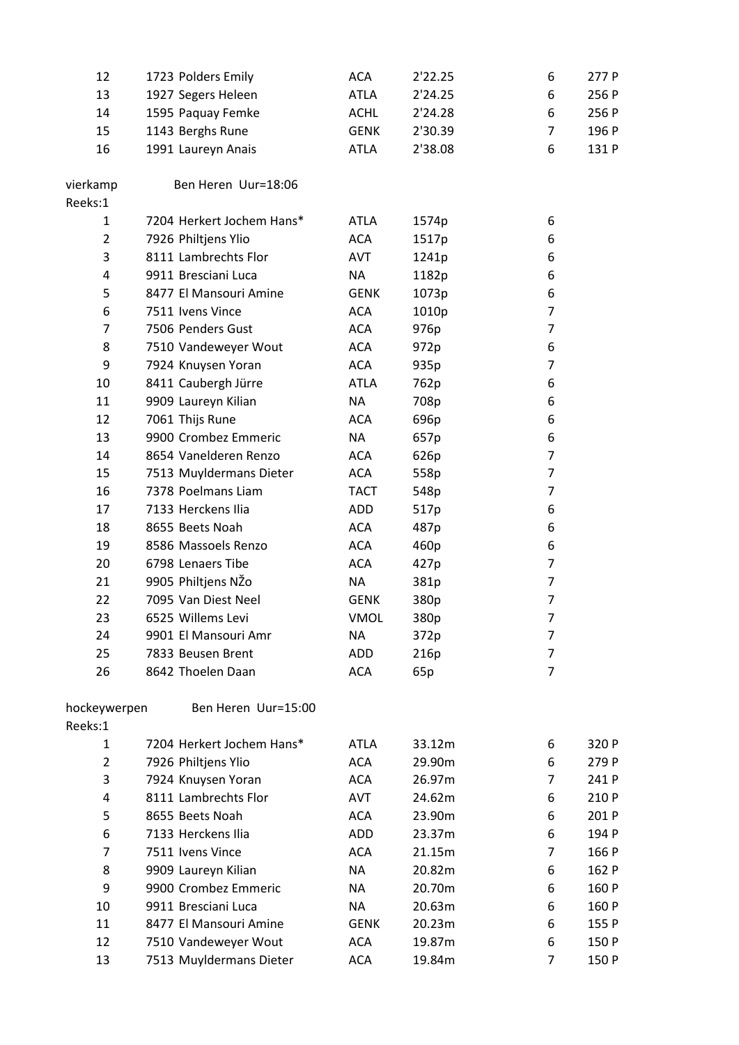| | | | | | |
|---|---|---|---|---|---|
| 12 | 1723 Polders Emily | ACA | 2'22.25 | 6 | 277 P |
| 13 | 1927 Segers Heleen | ATLA | 2'24.25 | 6 | 256 P |
| 14 | 1595 Paquay Femke | ACHL | 2'24.28 | 6 | 256 P |
| 15 | 1143 Berghs Rune | GENK | 2'30.39 | 7 | 196 P |
| 16 | 1991 Laureyn Anais | ATLA | 2'38.08 | 6 | 131 P |

vierkamp Ben Heren Uur=18:06

Reeks:1

| | | | | |
|---|---|---|---|---|
| 1 | 7204 Herkert Jochem Hans* | ATLA | 1574p | 6 |
| 2 | 7926 Philtjens Ylio | ACA | 1517p | 6 |
| 3 | 8111 Lambrechts Flor | AVT | 1241p | 6 |
| 4 | 9911 Bresciani Luca | NA | 1182p | 6 |
| 5 | 8477 El Mansouri Amine | GENK | 1073p | 6 |
| 6 | 7511 Ivens Vince | ACA | 1010p | 7 |
| 7 | 7506 Penders Gust | ACA | 976p | 7 |
| 8 | 7510 Vandeweyer Wout | ACA | 972p | 6 |
| 9 | 7924 Knuysen Yoran | ACA | 935p | 7 |
| 10 | 8411 Caubergh Jürre | ATLA | 762p | 6 |
| 11 | 9909 Laureyn Kilian | NA | 708p | 6 |
| 12 | 7061 Thijs Rune | ACA | 696p | 6 |
| 13 | 9900 Crombez Emmeric | NA | 657p | 6 |
| 14 | 8654 Vanelderen Renzo | ACA | 626p | 7 |
| 15 | 7513 Muyldermans Dieter | ACA | 558p | 7 |
| 16 | 7378 Poelmans Liam | TACT | 548p | 7 |
| 17 | 7133 Herckens Ilia | ADD | 517p | 6 |
| 18 | 8655 Beets Noah | ACA | 487p | 6 |
| 19 | 8586 Massoels Renzo | ACA | 460p | 6 |
| 20 | 6798 Lenaers Tibe | ACA | 427p | 7 |
| 21 | 9905 Philtjens NŽo | NA | 381p | 7 |
| 22 | 7095 Van Diest Neel | GENK | 380p | 7 |
| 23 | 6525 Willems Levi | VMOL | 380p | 7 |
| 24 | 9901 El Mansouri Amr | NA | 372p | 7 |
| 25 | 7833 Beusen Brent | ADD | 216p | 7 |
| 26 | 8642 Thoelen Daan | ACA | 65p | 7 |

hockeywerpen Ben Heren Uur=15:00

Reeks:1

| | | | | | |
|---|---|---|---|---|---|
| 1 | 7204 Herkert Jochem Hans* | ATLA | 33.12m | 6 | 320 P |
| 2 | 7926 Philtjens Ylio | ACA | 29.90m | 6 | 279 P |
| 3 | 7924 Knuysen Yoran | ACA | 26.97m | 7 | 241 P |
| 4 | 8111 Lambrechts Flor | AVT | 24.62m | 6 | 210 P |
| 5 | 8655 Beets Noah | ACA | 23.90m | 6 | 201 P |
| 6 | 7133 Herckens Ilia | ADD | 23.37m | 6 | 194 P |
| 7 | 7511 Ivens Vince | ACA | 21.15m | 7 | 166 P |
| 8 | 9909 Laureyn Kilian | NA | 20.82m | 6 | 162 P |
| 9 | 9900 Crombez Emmeric | NA | 20.70m | 6 | 160 P |
| 10 | 9911 Bresciani Luca | NA | 20.63m | 6 | 160 P |
| 11 | 8477 El Mansouri Amine | GENK | 20.23m | 6 | 155 P |
| 12 | 7510 Vandeweyer Wout | ACA | 19.87m | 6 | 150 P |
| 13 | 7513 Muyldermans Dieter | ACA | 19.84m | 7 | 150 P |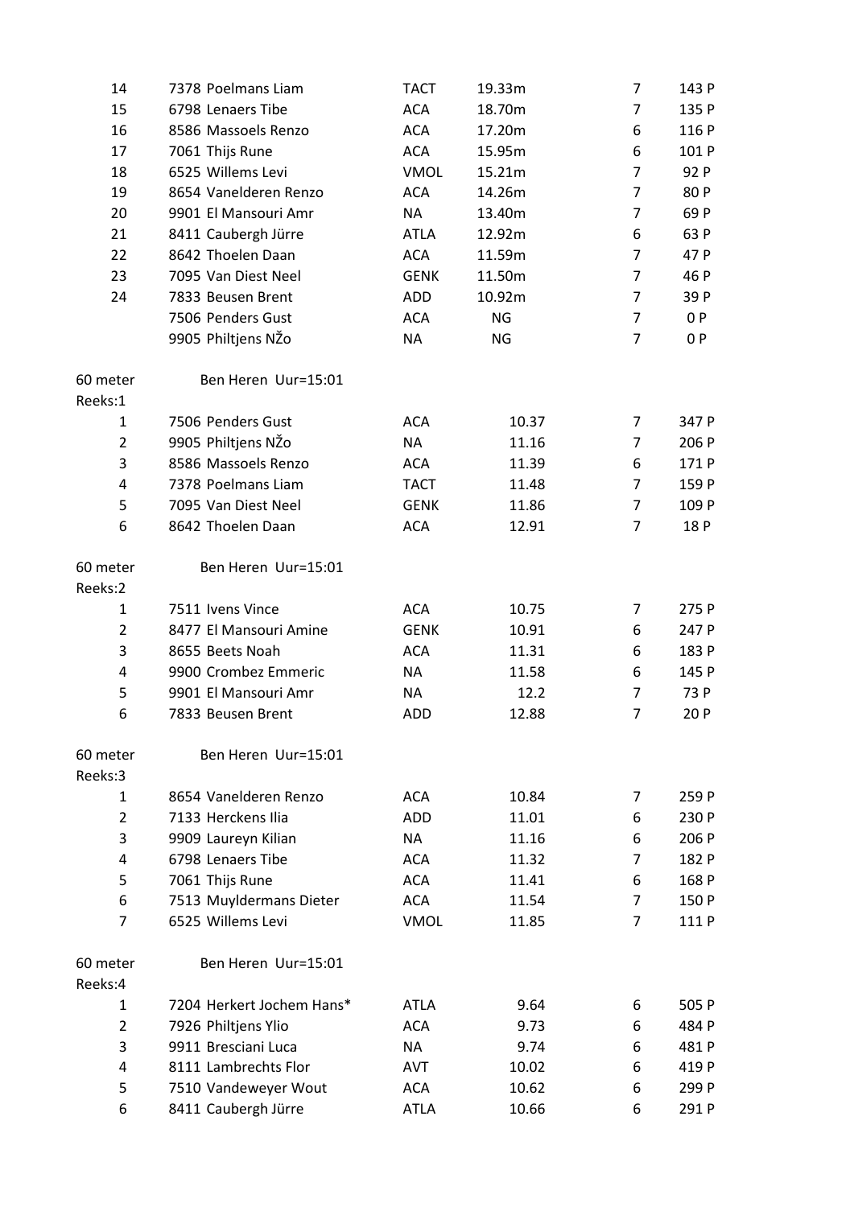| | | | | | |
|---|---|---|---|---|---|
| 14 | 7378 Poelmans Liam | TACT | 19.33m | 7 | 143 P |
| 15 | 6798 Lenaers Tibe | ACA | 18.70m | 7 | 135 P |
| 16 | 8586 Massoels Renzo | ACA | 17.20m | 6 | 116 P |
| 17 | 7061 Thijs Rune | ACA | 15.95m | 6 | 101 P |
| 18 | 6525 Willems Levi | VMOL | 15.21m | 7 | 92 P |
| 19 | 8654 Vanelderen Renzo | ACA | 14.26m | 7 | 80 P |
| 20 | 9901 El Mansouri Amr | NA | 13.40m | 7 | 69 P |
| 21 | 8411 Caubergh Jürre | ATLA | 12.92m | 6 | 63 P |
| 22 | 8642 Thoelen Daan | ACA | 11.59m | 7 | 47 P |
| 23 | 7095 Van Diest Neel | GENK | 11.50m | 7 | 46 P |
| 24 | 7833 Beusen Brent | ADD | 10.92m | 7 | 39 P |
| | 7506 Penders Gust | ACA | NG | 7 | 0 P |
| | 9905 Philtjens NŽo | NA | NG | 7 | 0 P |

60 meter    Ben Heren  Uur=15:01

Reeks:1

| | | | | | |
|---|---|---|---|---|---|
| 1 | 7506 Penders Gust | ACA | 10.37 | 7 | 347 P |
| 2 | 9905 Philtjens NŽo | NA | 11.16 | 7 | 206 P |
| 3 | 8586 Massoels Renzo | ACA | 11.39 | 6 | 171 P |
| 4 | 7378 Poelmans Liam | TACT | 11.48 | 7 | 159 P |
| 5 | 7095 Van Diest Neel | GENK | 11.86 | 7 | 109 P |
| 6 | 8642 Thoelen Daan | ACA | 12.91 | 7 | 18 P |

60 meter    Ben Heren  Uur=15:01

Reeks:2

| | | | | | |
|---|---|---|---|---|---|
| 1 | 7511 Ivens Vince | ACA | 10.75 | 7 | 275 P |
| 2 | 8477 El Mansouri Amine | GENK | 10.91 | 6 | 247 P |
| 3 | 8655 Beets Noah | ACA | 11.31 | 6 | 183 P |
| 4 | 9900 Crombez Emmeric | NA | 11.58 | 6 | 145 P |
| 5 | 9901 El Mansouri Amr | NA | 12.2 | 7 | 73 P |
| 6 | 7833 Beusen Brent | ADD | 12.88 | 7 | 20 P |

60 meter    Ben Heren  Uur=15:01

Reeks:3

| | | | | | |
|---|---|---|---|---|---|
| 1 | 8654 Vanelderen Renzo | ACA | 10.84 | 7 | 259 P |
| 2 | 7133 Herckens Ilia | ADD | 11.01 | 6 | 230 P |
| 3 | 9909 Laureyn Kilian | NA | 11.16 | 6 | 206 P |
| 4 | 6798 Lenaers Tibe | ACA | 11.32 | 7 | 182 P |
| 5 | 7061 Thijs Rune | ACA | 11.41 | 6 | 168 P |
| 6 | 7513 Muyldermans Dieter | ACA | 11.54 | 7 | 150 P |
| 7 | 6525 Willems Levi | VMOL | 11.85 | 7 | 111 P |

60 meter    Ben Heren  Uur=15:01

Reeks:4

| | | | | | |
|---|---|---|---|---|---|
| 1 | 7204 Herkert Jochem Hans* | ATLA | 9.64 | 6 | 505 P |
| 2 | 7926 Philtjens Ylio | ACA | 9.73 | 6 | 484 P |
| 3 | 9911 Bresciani Luca | NA | 9.74 | 6 | 481 P |
| 4 | 8111 Lambrechts Flor | AVT | 10.02 | 6 | 419 P |
| 5 | 7510 Vandeweyer Wout | ACA | 10.62 | 6 | 299 P |
| 6 | 8411 Caubergh Jürre | ATLA | 10.66 | 6 | 291 P |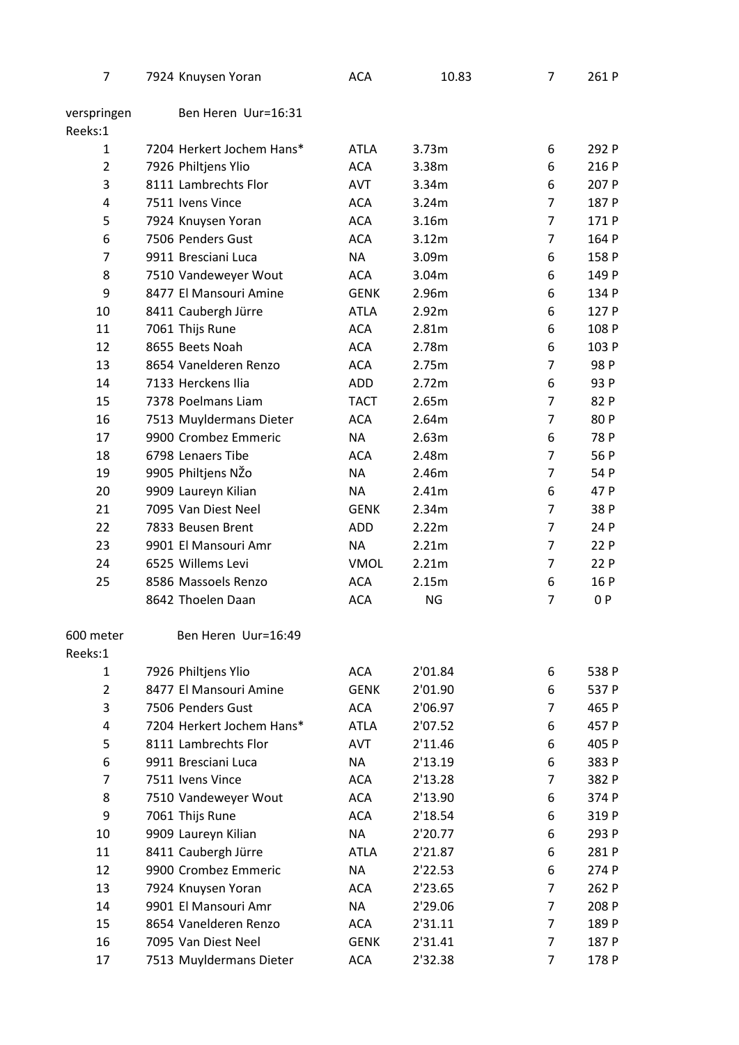| 7 | 7924 Knuysen Yoran | ACA | 10.83 | 7 | 261 P |
|---|---|---|---|---|---|

verspringen Ben Heren Uur=16:31

Reeks:1

| | | | | | |
|---|---|---|---|---|---|
| 1 | 7204 Herkert Jochem Hans* | ATLA | 3.73m | 6 | 292 P |
| 2 | 7926 Philtjens Ylio | ACA | 3.38m | 6 | 216 P |
| 3 | 8111 Lambrechts Flor | AVT | 3.34m | 6 | 207 P |
| 4 | 7511 Ivens Vince | ACA | 3.24m | 7 | 187 P |
| 5 | 7924 Knuysen Yoran | ACA | 3.16m | 7 | 171 P |
| 6 | 7506 Penders Gust | ACA | 3.12m | 7 | 164 P |
| 7 | 9911 Bresciani Luca | NA | 3.09m | 6 | 158 P |
| 8 | 7510 Vandeweyer Wout | ACA | 3.04m | 6 | 149 P |
| 9 | 8477 El Mansouri Amine | GENK | 2.96m | 6 | 134 P |
| 10 | 8411 Caubergh Jürre | ATLA | 2.92m | 6 | 127 P |
| 11 | 7061 Thijs Rune | ACA | 2.81m | 6 | 108 P |
| 12 | 8655 Beets Noah | ACA | 2.78m | 6 | 103 P |
| 13 | 8654 Vanelderen Renzo | ACA | 2.75m | 7 | 98 P |
| 14 | 7133 Herckens Ilia | ADD | 2.72m | 6 | 93 P |
| 15 | 7378 Poelmans Liam | TACT | 2.65m | 7 | 82 P |
| 16 | 7513 Muyldermans Dieter | ACA | 2.64m | 7 | 80 P |
| 17 | 9900 Crombez Emmeric | NA | 2.63m | 6 | 78 P |
| 18 | 6798 Lenaers Tibe | ACA | 2.48m | 7 | 56 P |
| 19 | 9905 Philtjens NŽo | NA | 2.46m | 7 | 54 P |
| 20 | 9909 Laureyn Kilian | NA | 2.41m | 6 | 47 P |
| 21 | 7095 Van Diest Neel | GENK | 2.34m | 7 | 38 P |
| 22 | 7833 Beusen Brent | ADD | 2.22m | 7 | 24 P |
| 23 | 9901 El Mansouri Amr | NA | 2.21m | 7 | 22 P |
| 24 | 6525 Willems Levi | VMOL | 2.21m | 7 | 22 P |
| 25 | 8586 Massoels Renzo | ACA | 2.15m | 6 | 16 P |
| | 8642 Thoelen Daan | ACA | NG | 7 | 0 P |

600 meter Ben Heren Uur=16:49

Reeks:1

| | | | | | |
|---|---|---|---|---|---|
| 1 | 7926 Philtjens Ylio | ACA | 2'01.84 | 6 | 538 P |
| 2 | 8477 El Mansouri Amine | GENK | 2'01.90 | 6 | 537 P |
| 3 | 7506 Penders Gust | ACA | 2'06.97 | 7 | 465 P |
| 4 | 7204 Herkert Jochem Hans* | ATLA | 2'07.52 | 6 | 457 P |
| 5 | 8111 Lambrechts Flor | AVT | 2'11.46 | 6 | 405 P |
| 6 | 9911 Bresciani Luca | NA | 2'13.19 | 6 | 383 P |
| 7 | 7511 Ivens Vince | ACA | 2'13.28 | 7 | 382 P |
| 8 | 7510 Vandeweyer Wout | ACA | 2'13.90 | 6 | 374 P |
| 9 | 7061 Thijs Rune | ACA | 2'18.54 | 6 | 319 P |
| 10 | 9909 Laureyn Kilian | NA | 2'20.77 | 6 | 293 P |
| 11 | 8411 Caubergh Jürre | ATLA | 2'21.87 | 6 | 281 P |
| 12 | 9900 Crombez Emmeric | NA | 2'22.53 | 6 | 274 P |
| 13 | 7924 Knuysen Yoran | ACA | 2'23.65 | 7 | 262 P |
| 14 | 9901 El Mansouri Amr | NA | 2'29.06 | 7 | 208 P |
| 15 | 8654 Vanelderen Renzo | ACA | 2'31.11 | 7 | 189 P |
| 16 | 7095 Van Diest Neel | GENK | 2'31.41 | 7 | 187 P |
| 17 | 7513 Muyldermans Dieter | ACA | 2'32.38 | 7 | 178 P |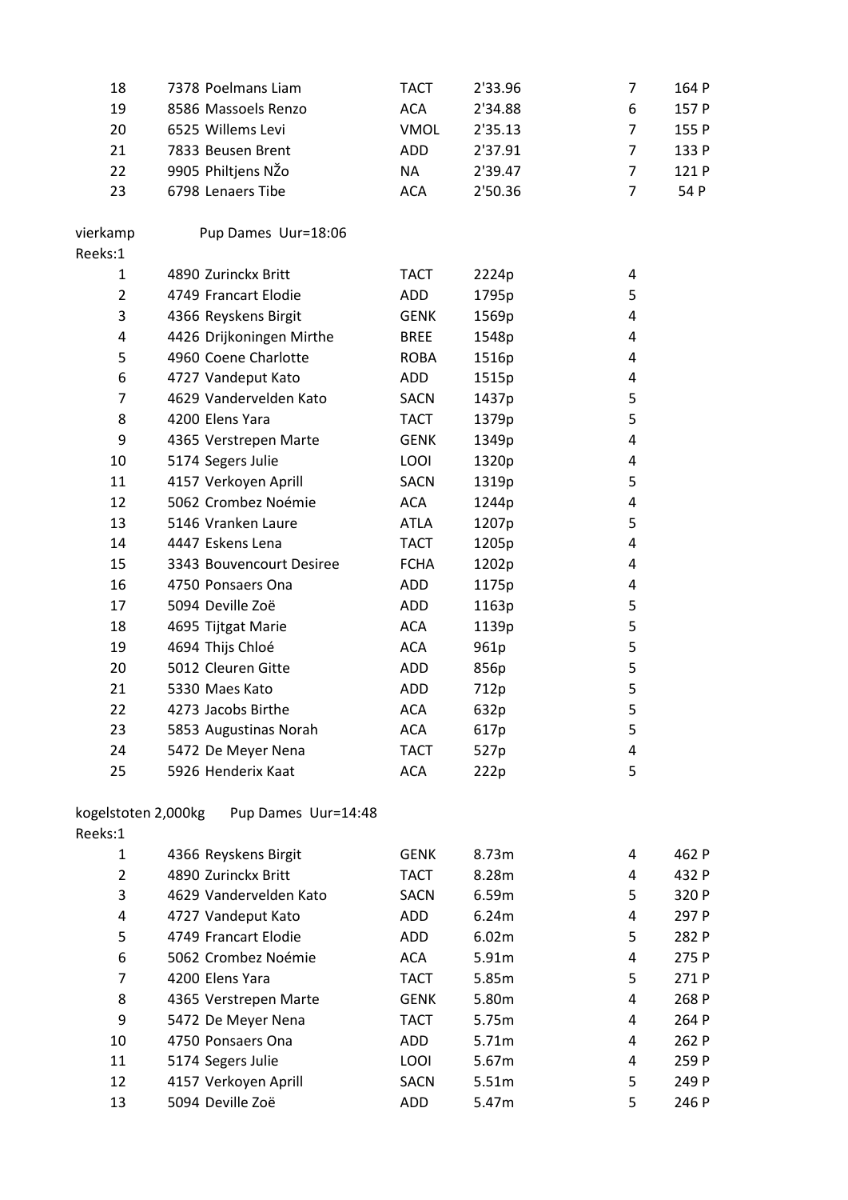| | | | | | |
|---|---|---|---|---|---|
| 18 | 7378 Poelmans Liam | TACT | 2'33.96 | 7 | 164 P |
| 19 | 8586 Massoels Renzo | ACA | 2'34.88 | 6 | 157 P |
| 20 | 6525 Willems Levi | VMOL | 2'35.13 | 7 | 155 P |
| 21 | 7833 Beusen Brent | ADD | 2'37.91 | 7 | 133 P |
| 22 | 9905 Philtjens NŽo | NA | 2'39.47 | 7 | 121 P |
| 23 | 6798 Lenaers Tibe | ACA | 2'50.36 | 7 | 54 P |

vierkamp Pup Dames Uur=18:06

Reeks:1

| | | | | |
|---|---|---|---|---|
| 1 | 4890 Zurinckx Britt | TACT | 2224p | 4 |
| 2 | 4749 Francart Elodie | ADD | 1795p | 5 |
| 3 | 4366 Reyskens Birgit | GENK | 1569p | 4 |
| 4 | 4426 Drijkoningen Mirthe | BREE | 1548p | 4 |
| 5 | 4960 Coene Charlotte | ROBA | 1516p | 4 |
| 6 | 4727 Vandeput Kato | ADD | 1515p | 4 |
| 7 | 4629 Vandervelden Kato | SACN | 1437p | 5 |
| 8 | 4200 Elens Yara | TACT | 1379p | 5 |
| 9 | 4365 Verstrepen Marte | GENK | 1349p | 4 |
| 10 | 5174 Segers Julie | LOOI | 1320p | 4 |
| 11 | 4157 Verkoyen Aprill | SACN | 1319p | 5 |
| 12 | 5062 Crombez Noémie | ACA | 1244p | 4 |
| 13 | 5146 Vranken Laure | ATLA | 1207p | 5 |
| 14 | 4447 Eskens Lena | TACT | 1205p | 4 |
| 15 | 3343 Bouvencourt Desiree | FCHA | 1202p | 4 |
| 16 | 4750 Ponsaers Ona | ADD | 1175p | 4 |
| 17 | 5094 Deville Zoë | ADD | 1163p | 5 |
| 18 | 4695 Tijtgat Marie | ACA | 1139p | 5 |
| 19 | 4694 Thijs Chloé | ACA | 961p | 5 |
| 20 | 5012 Cleuren Gitte | ADD | 856p | 5 |
| 21 | 5330 Maes Kato | ADD | 712p | 5 |
| 22 | 4273 Jacobs Birthe | ACA | 632p | 5 |
| 23 | 5853 Augustinas Norah | ACA | 617p | 5 |
| 24 | 5472 De Meyer Nena | TACT | 527p | 4 |
| 25 | 5926 Henderix Kaat | ACA | 222p | 5 |

kogelstoten 2,000kg Pup Dames Uur=14:48

Reeks:1

| | | | | | |
|---|---|---|---|---|---|
| 1 | 4366 Reyskens Birgit | GENK | 8.73m | 4 | 462 P |
| 2 | 4890 Zurinckx Britt | TACT | 8.28m | 4 | 432 P |
| 3 | 4629 Vandervelden Kato | SACN | 6.59m | 5 | 320 P |
| 4 | 4727 Vandeput Kato | ADD | 6.24m | 4 | 297 P |
| 5 | 4749 Francart Elodie | ADD | 6.02m | 5 | 282 P |
| 6 | 5062 Crombez Noémie | ACA | 5.91m | 4 | 275 P |
| 7 | 4200 Elens Yara | TACT | 5.85m | 5 | 271 P |
| 8 | 4365 Verstrepen Marte | GENK | 5.80m | 4 | 268 P |
| 9 | 5472 De Meyer Nena | TACT | 5.75m | 4 | 264 P |
| 10 | 4750 Ponsaers Ona | ADD | 5.71m | 4 | 262 P |
| 11 | 5174 Segers Julie | LOOI | 5.67m | 4 | 259 P |
| 12 | 4157 Verkoyen Aprill | SACN | 5.51m | 5 | 249 P |
| 13 | 5094 Deville Zoë | ADD | 5.47m | 5 | 246 P |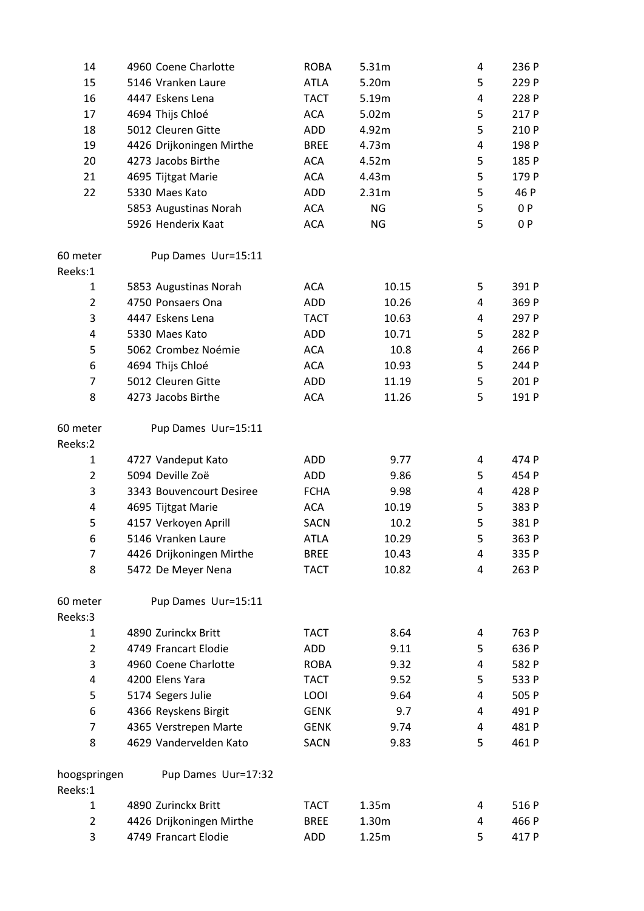| | | | | | |
|---|---|---|---|---|---|
| 14 | 4960 Coene Charlotte | ROBA | 5.31m | 4 | 236 P |
| 15 | 5146 Vranken Laure | ATLA | 5.20m | 5 | 229 P |
| 16 | 4447 Eskens Lena | TACT | 5.19m | 4 | 228 P |
| 17 | 4694 Thijs Chloé | ACA | 5.02m | 5 | 217 P |
| 18 | 5012 Cleuren Gitte | ADD | 4.92m | 5 | 210 P |
| 19 | 4426 Drijkoningen Mirthe | BREE | 4.73m | 4 | 198 P |
| 20 | 4273 Jacobs Birthe | ACA | 4.52m | 5 | 185 P |
| 21 | 4695 Tijtgat Marie | ACA | 4.43m | 5 | 179 P |
| 22 | 5330 Maes Kato | ADD | 2.31m | 5 | 46 P |
| | 5853 Augustinas Norah | ACA | NG | 5 | 0 P |
| | 5926 Henderix Kaat | ACA | NG | 5 | 0 P |

60 meter Pup Dames Uur=15:11

Reeks:1

| | | | | | |
|---|---|---|---|---|---|
| 1 | 5853 Augustinas Norah | ACA | 10.15 | 5 | 391 P |
| 2 | 4750 Ponsaers Ona | ADD | 10.26 | 4 | 369 P |
| 3 | 4447 Eskens Lena | TACT | 10.63 | 4 | 297 P |
| 4 | 5330 Maes Kato | ADD | 10.71 | 5 | 282 P |
| 5 | 5062 Crombez Noémie | ACA | 10.8 | 4 | 266 P |
| 6 | 4694 Thijs Chloé | ACA | 10.93 | 5 | 244 P |
| 7 | 5012 Cleuren Gitte | ADD | 11.19 | 5 | 201 P |
| 8 | 4273 Jacobs Birthe | ACA | 11.26 | 5 | 191 P |

60 meter Pup Dames Uur=15:11

Reeks:2

| | | | | | |
|---|---|---|---|---|---|
| 1 | 4727 Vandeput Kato | ADD | 9.77 | 4 | 474 P |
| 2 | 5094 Deville Zoë | ADD | 9.86 | 5 | 454 P |
| 3 | 3343 Bouvencourt Desiree | FCHA | 9.98 | 4 | 428 P |
| 4 | 4695 Tijtgat Marie | ACA | 10.19 | 5 | 383 P |
| 5 | 4157 Verkoyen Aprill | SACN | 10.2 | 5 | 381 P |
| 6 | 5146 Vranken Laure | ATLA | 10.29 | 5 | 363 P |
| 7 | 4426 Drijkoningen Mirthe | BREE | 10.43 | 4 | 335 P |
| 8 | 5472 De Meyer Nena | TACT | 10.82 | 4 | 263 P |

60 meter Pup Dames Uur=15:11

Reeks:3

| | | | | | |
|---|---|---|---|---|---|
| 1 | 4890 Zurinckx Britt | TACT | 8.64 | 4 | 763 P |
| 2 | 4749 Francart Elodie | ADD | 9.11 | 5 | 636 P |
| 3 | 4960 Coene Charlotte | ROBA | 9.32 | 4 | 582 P |
| 4 | 4200 Elens Yara | TACT | 9.52 | 5 | 533 P |
| 5 | 5174 Segers Julie | LOOI | 9.64 | 4 | 505 P |
| 6 | 4366 Reyskens Birgit | GENK | 9.7 | 4 | 491 P |
| 7 | 4365 Verstrepen Marte | GENK | 9.74 | 4 | 481 P |
| 8 | 4629 Vandervelden Kato | SACN | 9.83 | 5 | 461 P |

hoogspringen Pup Dames Uur=17:32

Reeks:1

| | | | | | |
|---|---|---|---|---|---|
| 1 | 4890 Zurinckx Britt | TACT | 1.35m | 4 | 516 P |
| 2 | 4426 Drijkoningen Mirthe | BREE | 1.30m | 4 | 466 P |
| 3 | 4749 Francart Elodie | ADD | 1.25m | 5 | 417 P |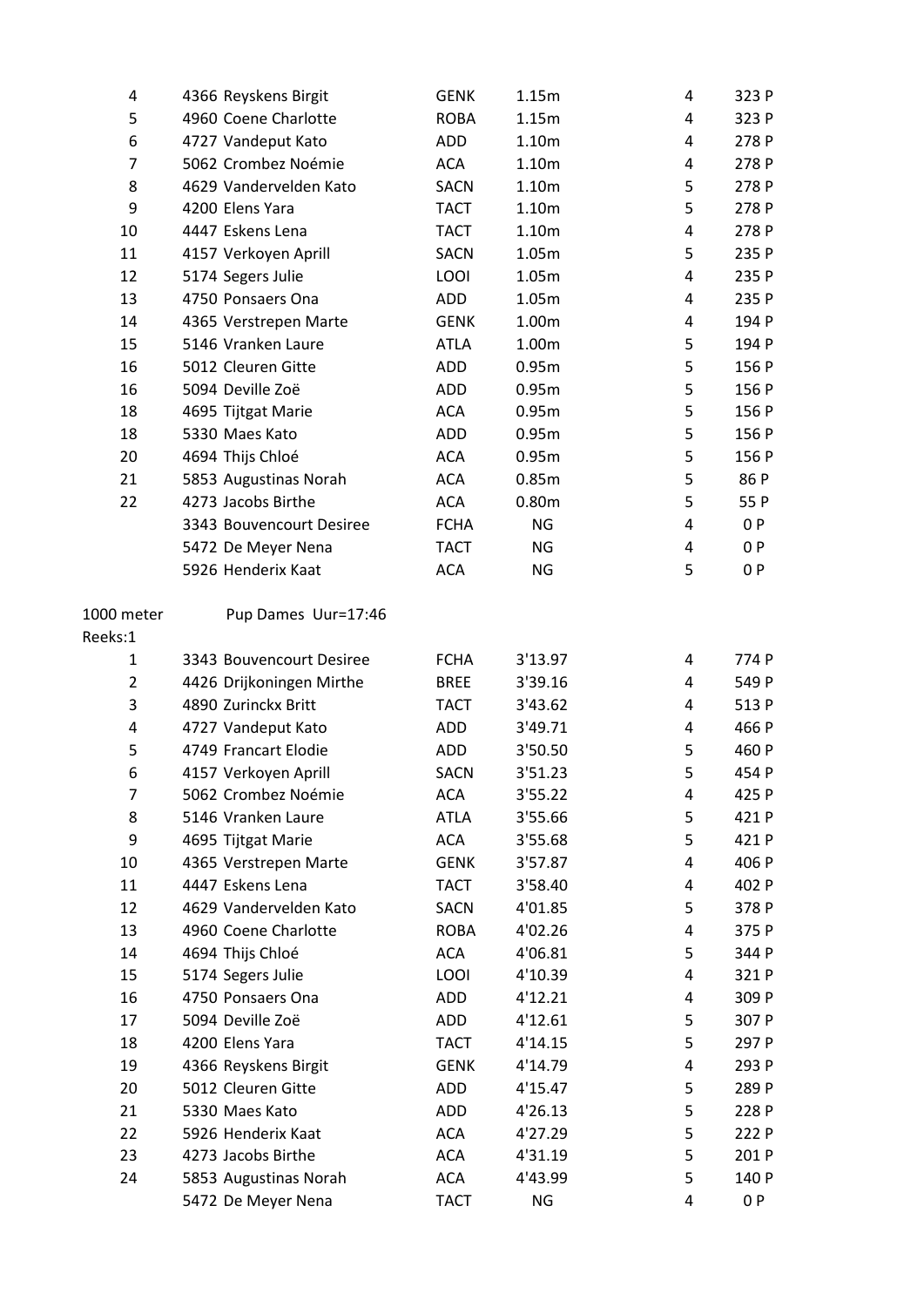| | | | | | |
|---|---|---|---|---|---|
| 4 | 4366 Reyskens Birgit | GENK | 1.15m | 4 | 323 P |
| 5 | 4960 Coene Charlotte | ROBA | 1.15m | 4 | 323 P |
| 6 | 4727 Vandeput Kato | ADD | 1.10m | 4 | 278 P |
| 7 | 5062 Crombez Noémie | ACA | 1.10m | 4 | 278 P |
| 8 | 4629 Vandervelden Kato | SACN | 1.10m | 5 | 278 P |
| 9 | 4200 Elens Yara | TACT | 1.10m | 5 | 278 P |
| 10 | 4447 Eskens Lena | TACT | 1.10m | 4 | 278 P |
| 11 | 4157 Verkoyen Aprill | SACN | 1.05m | 5 | 235 P |
| 12 | 5174 Segers Julie | LOOI | 1.05m | 4 | 235 P |
| 13 | 4750 Ponsaers Ona | ADD | 1.05m | 4 | 235 P |
| 14 | 4365 Verstrepen Marte | GENK | 1.00m | 4 | 194 P |
| 15 | 5146 Vranken Laure | ATLA | 1.00m | 5 | 194 P |
| 16 | 5012 Cleuren Gitte | ADD | 0.95m | 5 | 156 P |
| 16 | 5094 Deville Zoë | ADD | 0.95m | 5 | 156 P |
| 18 | 4695 Tijtgat Marie | ACA | 0.95m | 5 | 156 P |
| 18 | 5330 Maes Kato | ADD | 0.95m | 5 | 156 P |
| 20 | 4694 Thijs Chloé | ACA | 0.95m | 5 | 156 P |
| 21 | 5853 Augustinas Norah | ACA | 0.85m | 5 | 86 P |
| 22 | 4273 Jacobs Birthe | ACA | 0.80m | 5 | 55 P |
| | 3343 Bouvencourt Desiree | FCHA | NG | 4 | 0 P |
| | 5472 De Meyer Nena | TACT | NG | 4 | 0 P |
| | 5926 Henderix Kaat | ACA | NG | 5 | 0 P |

1000 meter Pup Dames Uur=17:46

Reeks:1

| | | | | | |
|---|---|---|---|---|---|
| 1 | 3343 Bouvencourt Desiree | FCHA | 3'13.97 | 4 | 774 P |
| 2 | 4426 Drijkoningen Mirthe | BREE | 3'39.16 | 4 | 549 P |
| 3 | 4890 Zurinckx Britt | TACT | 3'43.62 | 4 | 513 P |
| 4 | 4727 Vandeput Kato | ADD | 3'49.71 | 4 | 466 P |
| 5 | 4749 Francart Elodie | ADD | 3'50.50 | 5 | 460 P |
| 6 | 4157 Verkoyen Aprill | SACN | 3'51.23 | 5 | 454 P |
| 7 | 5062 Crombez Noémie | ACA | 3'55.22 | 4 | 425 P |
| 8 | 5146 Vranken Laure | ATLA | 3'55.66 | 5 | 421 P |
| 9 | 4695 Tijtgat Marie | ACA | 3'55.68 | 5 | 421 P |
| 10 | 4365 Verstrepen Marte | GENK | 3'57.87 | 4 | 406 P |
| 11 | 4447 Eskens Lena | TACT | 3'58.40 | 4 | 402 P |
| 12 | 4629 Vandervelden Kato | SACN | 4'01.85 | 5 | 378 P |
| 13 | 4960 Coene Charlotte | ROBA | 4'02.26 | 4 | 375 P |
| 14 | 4694 Thijs Chloé | ACA | 4'06.81 | 5 | 344 P |
| 15 | 5174 Segers Julie | LOOI | 4'10.39 | 4 | 321 P |
| 16 | 4750 Ponsaers Ona | ADD | 4'12.21 | 4 | 309 P |
| 17 | 5094 Deville Zoë | ADD | 4'12.61 | 5 | 307 P |
| 18 | 4200 Elens Yara | TACT | 4'14.15 | 5 | 297 P |
| 19 | 4366 Reyskens Birgit | GENK | 4'14.79 | 4 | 293 P |
| 20 | 5012 Cleuren Gitte | ADD | 4'15.47 | 5 | 289 P |
| 21 | 5330 Maes Kato | ADD | 4'26.13 | 5 | 228 P |
| 22 | 5926 Henderix Kaat | ACA | 4'27.29 | 5 | 222 P |
| 23 | 4273 Jacobs Birthe | ACA | 4'31.19 | 5 | 201 P |
| 24 | 5853 Augustinas Norah | ACA | 4'43.99 | 5 | 140 P |
| | 5472 De Meyer Nena | TACT | NG | 4 | 0 P |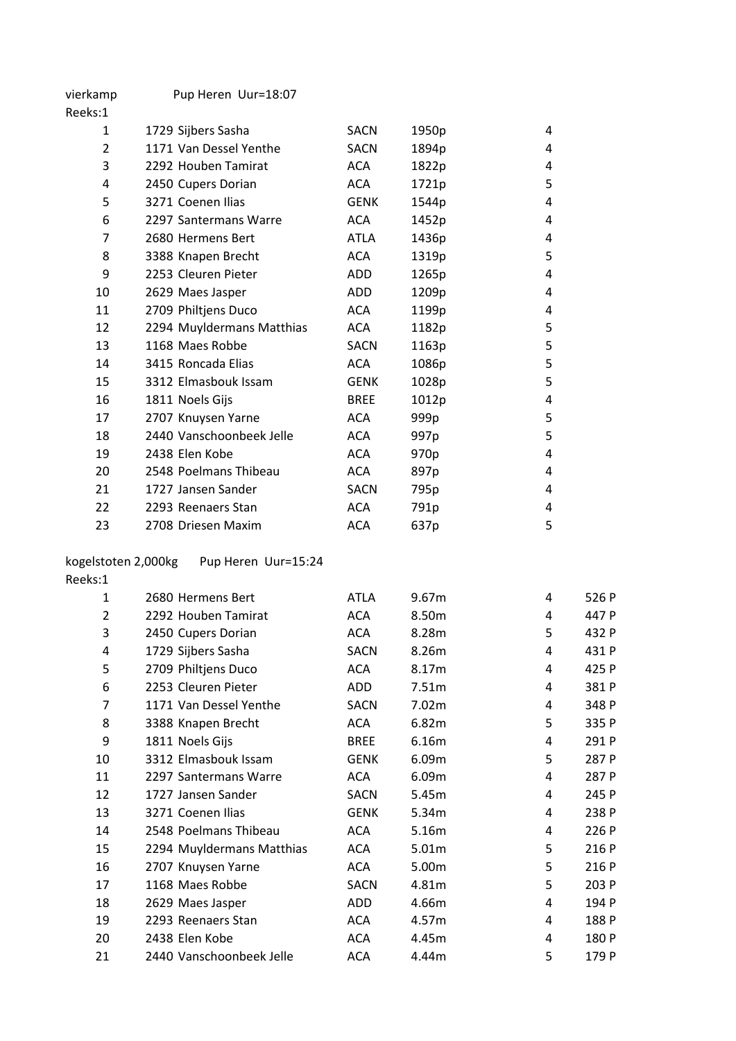vierkamp Pup Heren Uur=18:07

Reeks:1

| | | | | |
|---|---|---|---|---|
| 1 | 1729 Sijbers Sasha | SACN | 1950p | 4 |
| 2 | 1171 Van Dessel Yenthe | SACN | 1894p | 4 |
| 3 | 2292 Houben Tamirat | ACA | 1822p | 4 |
| 4 | 2450 Cupers Dorian | ACA | 1721p | 5 |
| 5 | 3271 Coenen Ilias | GENK | 1544p | 4 |
| 6 | 2297 Santermans Warre | ACA | 1452p | 4 |
| 7 | 2680 Hermens Bert | ATLA | 1436p | 4 |
| 8 | 3388 Knapen Brecht | ACA | 1319p | 5 |
| 9 | 2253 Cleuren Pieter | ADD | 1265p | 4 |
| 10 | 2629 Maes Jasper | ADD | 1209p | 4 |
| 11 | 2709 Philtjens Duco | ACA | 1199p | 4 |
| 12 | 2294 Muyldermans Matthias | ACA | 1182p | 5 |
| 13 | 1168 Maes Robbe | SACN | 1163p | 5 |
| 14 | 3415 Roncada Elias | ACA | 1086p | 5 |
| 15 | 3312 Elmasbouk Issam | GENK | 1028p | 5 |
| 16 | 1811 Noels Gijs | BREE | 1012p | 4 |
| 17 | 2707 Knuysen Yarne | ACA | 999p | 5 |
| 18 | 2440 Vanschoonbeek Jelle | ACA | 997p | 5 |
| 19 | 2438 Elen Kobe | ACA | 970p | 4 |
| 20 | 2548 Poelmans Thibeau | ACA | 897p | 4 |
| 21 | 1727 Jansen Sander | SACN | 795p | 4 |
| 22 | 2293 Reenaers Stan | ACA | 791p | 4 |
| 23 | 2708 Driesen Maxim | ACA | 637p | 5 |

kogelstoten 2,000kg Pup Heren Uur=15:24

Reeks:1

| | | | | | |
|---|---|---|---|---|---|
| 1 | 2680 Hermens Bert | ATLA | 9.67m | 4 | 526 P |
| 2 | 2292 Houben Tamirat | ACA | 8.50m | 4 | 447 P |
| 3 | 2450 Cupers Dorian | ACA | 8.28m | 5 | 432 P |
| 4 | 1729 Sijbers Sasha | SACN | 8.26m | 4 | 431 P |
| 5 | 2709 Philtjens Duco | ACA | 8.17m | 4 | 425 P |
| 6 | 2253 Cleuren Pieter | ADD | 7.51m | 4 | 381 P |
| 7 | 1171 Van Dessel Yenthe | SACN | 7.02m | 4 | 348 P |
| 8 | 3388 Knapen Brecht | ACA | 6.82m | 5 | 335 P |
| 9 | 1811 Noels Gijs | BREE | 6.16m | 4 | 291 P |
| 10 | 3312 Elmasbouk Issam | GENK | 6.09m | 5 | 287 P |
| 11 | 2297 Santermans Warre | ACA | 6.09m | 4 | 287 P |
| 12 | 1727 Jansen Sander | SACN | 5.45m | 4 | 245 P |
| 13 | 3271 Coenen Ilias | GENK | 5.34m | 4 | 238 P |
| 14 | 2548 Poelmans Thibeau | ACA | 5.16m | 4 | 226 P |
| 15 | 2294 Muyldermans Matthias | ACA | 5.01m | 5 | 216 P |
| 16 | 2707 Knuysen Yarne | ACA | 5.00m | 5 | 216 P |
| 17 | 1168 Maes Robbe | SACN | 4.81m | 5 | 203 P |
| 18 | 2629 Maes Jasper | ADD | 4.66m | 4 | 194 P |
| 19 | 2293 Reenaers Stan | ACA | 4.57m | 4 | 188 P |
| 20 | 2438 Elen Kobe | ACA | 4.45m | 4 | 180 P |
| 21 | 2440 Vanschoonbeek Jelle | ACA | 4.44m | 5 | 179 P |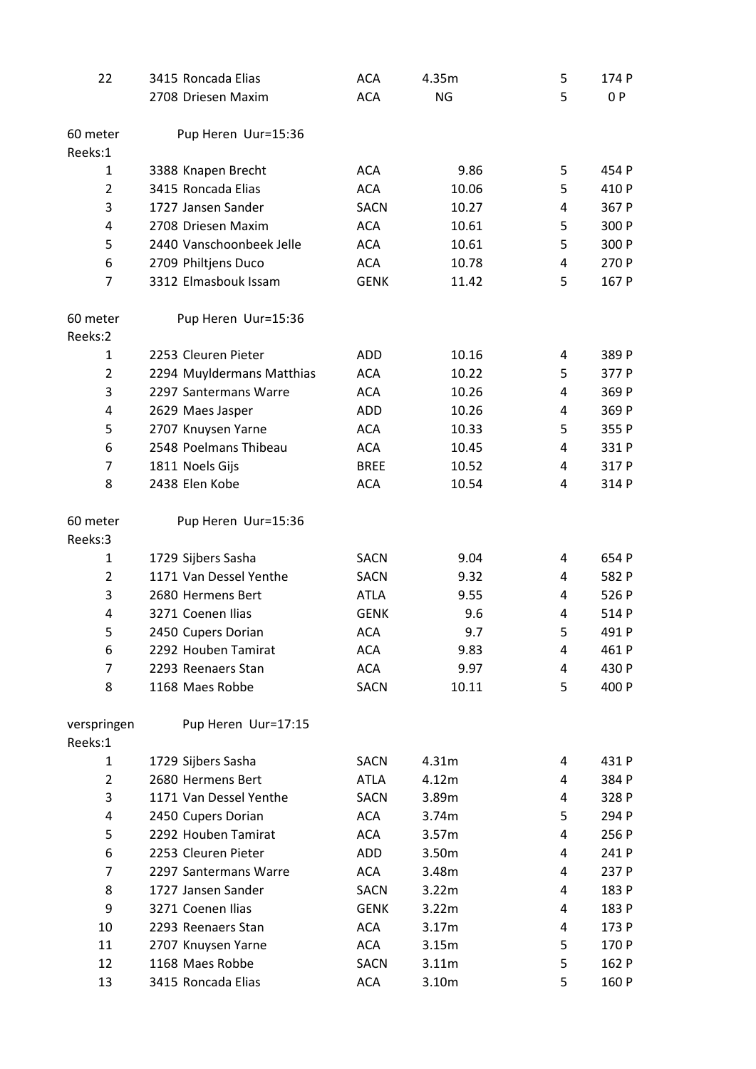| 22 | 3415 Roncada Elias | ACA | 4.35m | 5 | 174 P |
|---|---|---|---|---|---|
| | 2708 Driesen Maxim | ACA | NG | 5 | 0 P |

60 meter Pup Heren Uur=15:36

Reeks:1

| | | | | | |
|---|---|---|---|---|---|
| 1 | 3388 Knapen Brecht | ACA | 9.86 | 5 | 454 P |
| 2 | 3415 Roncada Elias | ACA | 10.06 | 5 | 410 P |
| 3 | 1727 Jansen Sander | SACN | 10.27 | 4 | 367 P |
| 4 | 2708 Driesen Maxim | ACA | 10.61 | 5 | 300 P |
| 5 | 2440 Vanschoonbeek Jelle | ACA | 10.61 | 5 | 300 P |
| 6 | 2709 Philtjens Duco | ACA | 10.78 | 4 | 270 P |
| 7 | 3312 Elmasbouk Issam | GENK | 11.42 | 5 | 167 P |

60 meter Pup Heren Uur=15:36

Reeks:2

| | | | | | |
|---|---|---|---|---|---|
| 1 | 2253 Cleuren Pieter | ADD | 10.16 | 4 | 389 P |
| 2 | 2294 Muyldermans Matthias | ACA | 10.22 | 5 | 377 P |
| 3 | 2297 Santermans Warre | ACA | 10.26 | 4 | 369 P |
| 4 | 2629 Maes Jasper | ADD | 10.26 | 4 | 369 P |
| 5 | 2707 Knuysen Yarne | ACA | 10.33 | 5 | 355 P |
| 6 | 2548 Poelmans Thibeau | ACA | 10.45 | 4 | 331 P |
| 7 | 1811 Noels Gijs | BREE | 10.52 | 4 | 317 P |
| 8 | 2438 Elen Kobe | ACA | 10.54 | 4 | 314 P |

60 meter Pup Heren Uur=15:36

Reeks:3

| | | | | | |
|---|---|---|---|---|---|
| 1 | 1729 Sijbers Sasha | SACN | 9.04 | 4 | 654 P |
| 2 | 1171 Van Dessel Yenthe | SACN | 9.32 | 4 | 582 P |
| 3 | 2680 Hermens Bert | ATLA | 9.55 | 4 | 526 P |
| 4 | 3271 Coenen Ilias | GENK | 9.6 | 4 | 514 P |
| 5 | 2450 Cupers Dorian | ACA | 9.7 | 5 | 491 P |
| 6 | 2292 Houben Tamirat | ACA | 9.83 | 4 | 461 P |
| 7 | 2293 Reenaers Stan | ACA | 9.97 | 4 | 430 P |
| 8 | 1168 Maes Robbe | SACN | 10.11 | 5 | 400 P |

verspringen Pup Heren Uur=17:15

Reeks:1

| | | | | | |
|---|---|---|---|---|---|
| 1 | 1729 Sijbers Sasha | SACN | 4.31m | 4 | 431 P |
| 2 | 2680 Hermens Bert | ATLA | 4.12m | 4 | 384 P |
| 3 | 1171 Van Dessel Yenthe | SACN | 3.89m | 4 | 328 P |
| 4 | 2450 Cupers Dorian | ACA | 3.74m | 5 | 294 P |
| 5 | 2292 Houben Tamirat | ACA | 3.57m | 4 | 256 P |
| 6 | 2253 Cleuren Pieter | ADD | 3.50m | 4 | 241 P |
| 7 | 2297 Santermans Warre | ACA | 3.48m | 4 | 237 P |
| 8 | 1727 Jansen Sander | SACN | 3.22m | 4 | 183 P |
| 9 | 3271 Coenen Ilias | GENK | 3.22m | 4 | 183 P |
| 10 | 2293 Reenaers Stan | ACA | 3.17m | 4 | 173 P |
| 11 | 2707 Knuysen Yarne | ACA | 3.15m | 5 | 170 P |
| 12 | 1168 Maes Robbe | SACN | 3.11m | 5 | 162 P |
| 13 | 3415 Roncada Elias | ACA | 3.10m | 5 | 160 P |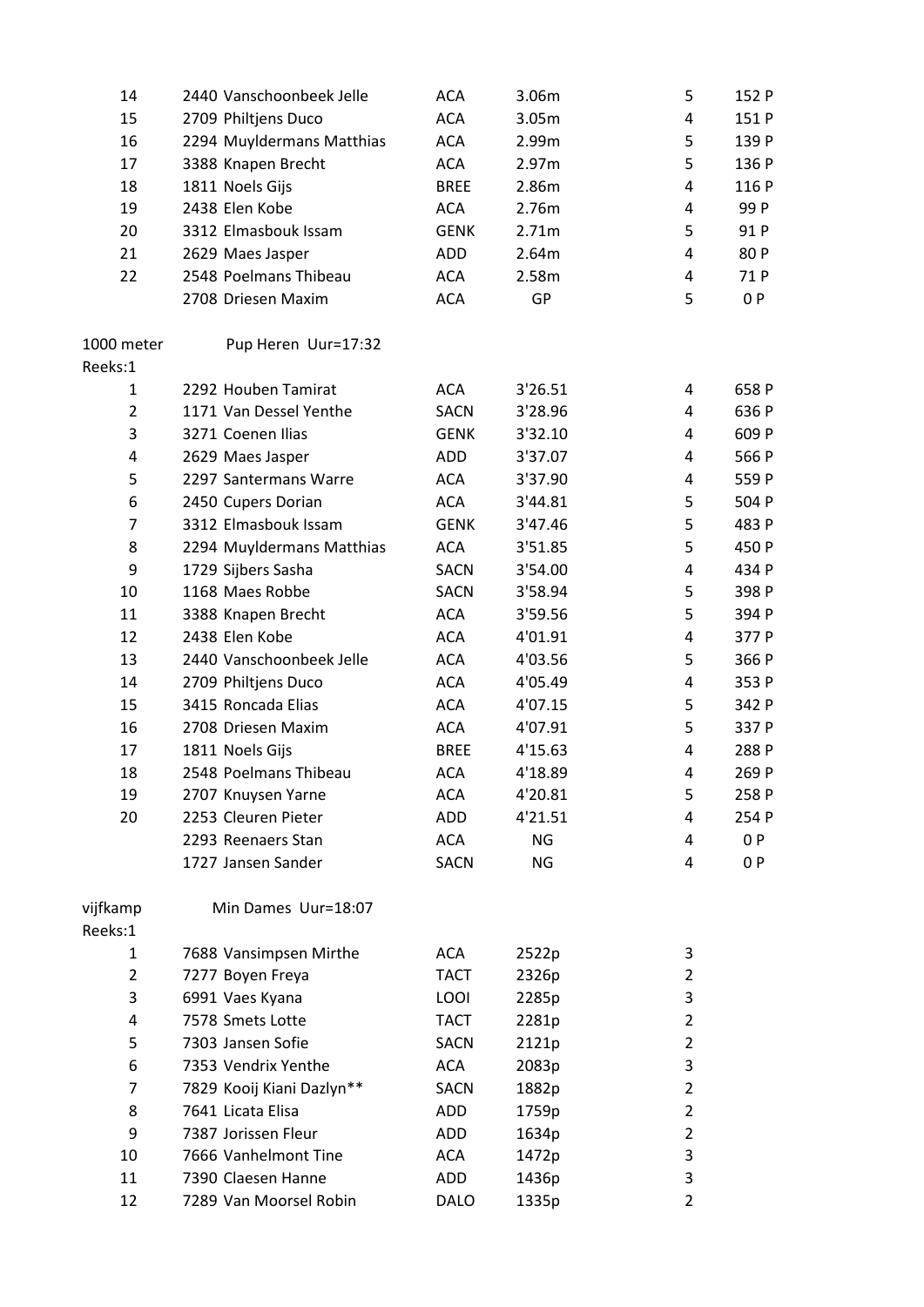| | | | | | |
|---|---|---|---|---|---|
| 14 | 2440 Vanschoonbeek Jelle | ACA | 3.06m | 5 | 152 P |
| 15 | 2709 Philtjens Duco | ACA | 3.05m | 4 | 151 P |
| 16 | 2294 Muyldermans Matthias | ACA | 2.99m | 5 | 139 P |
| 17 | 3388 Knapen Brecht | ACA | 2.97m | 5 | 136 P |
| 18 | 1811 Noels Gijs | BREE | 2.86m | 4 | 116 P |
| 19 | 2438 Elen Kobe | ACA | 2.76m | 4 | 99 P |
| 20 | 3312 Elmasbouk Issam | GENK | 2.71m | 5 | 91 P |
| 21 | 2629 Maes Jasper | ADD | 2.64m | 4 | 80 P |
| 22 | 2548 Poelmans Thibeau | ACA | 2.58m | 4 | 71 P |
| | 2708 Driesen Maxim | ACA | GP | 5 | 0 P |

1000 meter Pup Heren Uur=17:32

Reeks:1

| | | | | | |
|---|---|---|---|---|---|
| 1 | 2292 Houben Tamirat | ACA | 3'26.51 | 4 | 658 P |
| 2 | 1171 Van Dessel Yenthe | SACN | 3'28.96 | 4 | 636 P |
| 3 | 3271 Coenen Ilias | GENK | 3'32.10 | 4 | 609 P |
| 4 | 2629 Maes Jasper | ADD | 3'37.07 | 4 | 566 P |
| 5 | 2297 Santermans Warre | ACA | 3'37.90 | 4 | 559 P |
| 6 | 2450 Cupers Dorian | ACA | 3'44.81 | 5 | 504 P |
| 7 | 3312 Elmasbouk Issam | GENK | 3'47.46 | 5 | 483 P |
| 8 | 2294 Muyldermans Matthias | ACA | 3'51.85 | 5 | 450 P |
| 9 | 1729 Sijbers Sasha | SACN | 3'54.00 | 4 | 434 P |
| 10 | 1168 Maes Robbe | SACN | 3'58.94 | 5 | 398 P |
| 11 | 3388 Knapen Brecht | ACA | 3'59.56 | 5 | 394 P |
| 12 | 2438 Elen Kobe | ACA | 4'01.91 | 4 | 377 P |
| 13 | 2440 Vanschoonbeek Jelle | ACA | 4'03.56 | 5 | 366 P |
| 14 | 2709 Philtjens Duco | ACA | 4'05.49 | 4 | 353 P |
| 15 | 3415 Roncada Elias | ACA | 4'07.15 | 5 | 342 P |
| 16 | 2708 Driesen Maxim | ACA | 4'07.91 | 5 | 337 P |
| 17 | 1811 Noels Gijs | BREE | 4'15.63 | 4 | 288 P |
| 18 | 2548 Poelmans Thibeau | ACA | 4'18.89 | 4 | 269 P |
| 19 | 2707 Knuysen Yarne | ACA | 4'20.81 | 5 | 258 P |
| 20 | 2253 Cleuren Pieter | ADD | 4'21.51 | 4 | 254 P |
| | 2293 Reenaers Stan | ACA | NG | 4 | 0 P |
| | 1727 Jansen Sander | SACN | NG | 4 | 0 P |

vijfkamp Min Dames Uur=18:07

Reeks:1

| | | | | |
|---|---|---|---|---|
| 1 | 7688 Vansimpsen Mirthe | ACA | 2522p | 3 |
| 2 | 7277 Boyen Freya | TACT | 2326p | 2 |
| 3 | 6991 Vaes Kyana | LOOI | 2285p | 3 |
| 4 | 7578 Smets Lotte | TACT | 2281p | 2 |
| 5 | 7303 Jansen Sofie | SACN | 2121p | 2 |
| 6 | 7353 Vendrix Yenthe | ACA | 2083p | 3 |
| 7 | 7829 Kooij Kiani Dazlyn** | SACN | 1882p | 2 |
| 8 | 7641 Licata Elisa | ADD | 1759p | 2 |
| 9 | 7387 Jorissen Fleur | ADD | 1634p | 2 |
| 10 | 7666 Vanhelmont Tine | ACA | 1472p | 3 |
| 11 | 7390 Claesen Hanne | ADD | 1436p | 3 |
| 12 | 7289 Van Moorsel Robin | DALO | 1335p | 2 |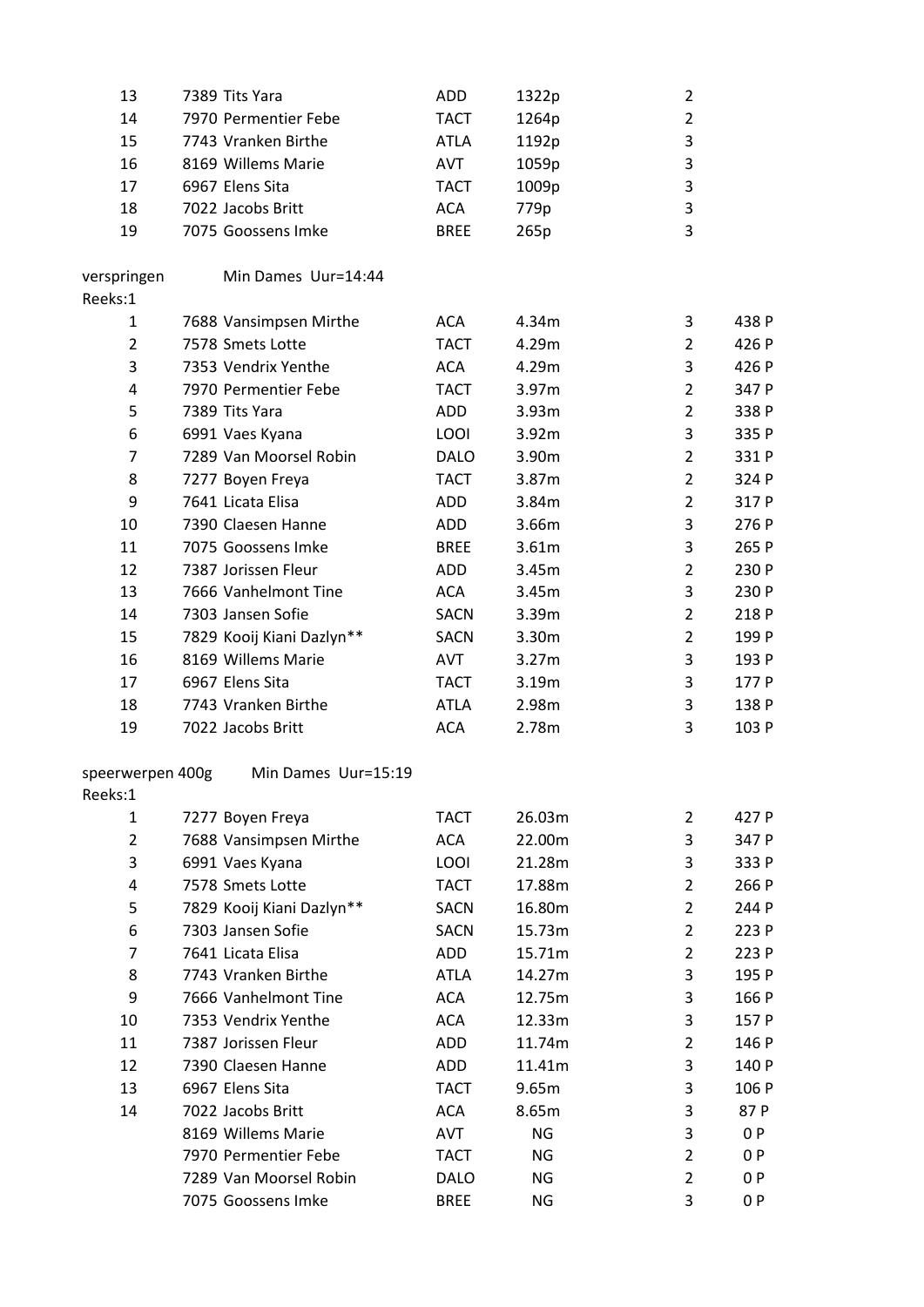| | | | | | |
|---|---|---|---|---|---|
| 13 | 7389 Tits Yara | ADD | 1322p | 2 | |
| 14 | 7970 Permentier Febe | TACT | 1264p | 2 | |
| 15 | 7743 Vranken Birthe | ATLA | 1192p | 3 | |
| 16 | 8169 Willems Marie | AVT | 1059p | 3 | |
| 17 | 6967 Elens Sita | TACT | 1009p | 3 | |
| 18 | 7022 Jacobs Britt | ACA | 779p | 3 | |
| 19 | 7075 Goossens Imke | BREE | 265p | 3 | |

verspringen Min Dames Uur=14:44

Reeks:1

| | | | | | |
|---|---|---|---|---|---|
| 1 | 7688 Vansimpsen Mirthe | ACA | 4.34m | 3 | 438 P |
| 2 | 7578 Smets Lotte | TACT | 4.29m | 2 | 426 P |
| 3 | 7353 Vendrix Yenthe | ACA | 4.29m | 3 | 426 P |
| 4 | 7970 Permentier Febe | TACT | 3.97m | 2 | 347 P |
| 5 | 7389 Tits Yara | ADD | 3.93m | 2 | 338 P |
| 6 | 6991 Vaes Kyana | LOOI | 3.92m | 3 | 335 P |
| 7 | 7289 Van Moorsel Robin | DALO | 3.90m | 2 | 331 P |
| 8 | 7277 Boyen Freya | TACT | 3.87m | 2 | 324 P |
| 9 | 7641 Licata Elisa | ADD | 3.84m | 2 | 317 P |
| 10 | 7390 Claesen Hanne | ADD | 3.66m | 3 | 276 P |
| 11 | 7075 Goossens Imke | BREE | 3.61m | 3 | 265 P |
| 12 | 7387 Jorissen Fleur | ADD | 3.45m | 2 | 230 P |
| 13 | 7666 Vanhelmont Tine | ACA | 3.45m | 3 | 230 P |
| 14 | 7303 Jansen Sofie | SACN | 3.39m | 2 | 218 P |
| 15 | 7829 Kooij Kiani Dazlyn** | SACN | 3.30m | 2 | 199 P |
| 16 | 8169 Willems Marie | AVT | 3.27m | 3 | 193 P |
| 17 | 6967 Elens Sita | TACT | 3.19m | 3 | 177 P |
| 18 | 7743 Vranken Birthe | ATLA | 2.98m | 3 | 138 P |
| 19 | 7022 Jacobs Britt | ACA | 2.78m | 3 | 103 P |

speerwerpen 400g Min Dames Uur=15:19

Reeks:1

| | | | | | |
|---|---|---|---|---|---|
| 1 | 7277 Boyen Freya | TACT | 26.03m | 2 | 427 P |
| 2 | 7688 Vansimpsen Mirthe | ACA | 22.00m | 3 | 347 P |
| 3 | 6991 Vaes Kyana | LOOI | 21.28m | 3 | 333 P |
| 4 | 7578 Smets Lotte | TACT | 17.88m | 2 | 266 P |
| 5 | 7829 Kooij Kiani Dazlyn** | SACN | 16.80m | 2 | 244 P |
| 6 | 7303 Jansen Sofie | SACN | 15.73m | 2 | 223 P |
| 7 | 7641 Licata Elisa | ADD | 15.71m | 2 | 223 P |
| 8 | 7743 Vranken Birthe | ATLA | 14.27m | 3 | 195 P |
| 9 | 7666 Vanhelmont Tine | ACA | 12.75m | 3 | 166 P |
| 10 | 7353 Vendrix Yenthe | ACA | 12.33m | 3 | 157 P |
| 11 | 7387 Jorissen Fleur | ADD | 11.74m | 2 | 146 P |
| 12 | 7390 Claesen Hanne | ADD | 11.41m | 3 | 140 P |
| 13 | 6967 Elens Sita | TACT | 9.65m | 3 | 106 P |
| 14 | 7022 Jacobs Britt | ACA | 8.65m | 3 | 87 P |
| | 8169 Willems Marie | AVT | NG | 3 | 0 P |
| | 7970 Permentier Febe | TACT | NG | 2 | 0 P |
| | 7289 Van Moorsel Robin | DALO | NG | 2 | 0 P |
| | 7075 Goossens Imke | BREE | NG | 3 | 0 P |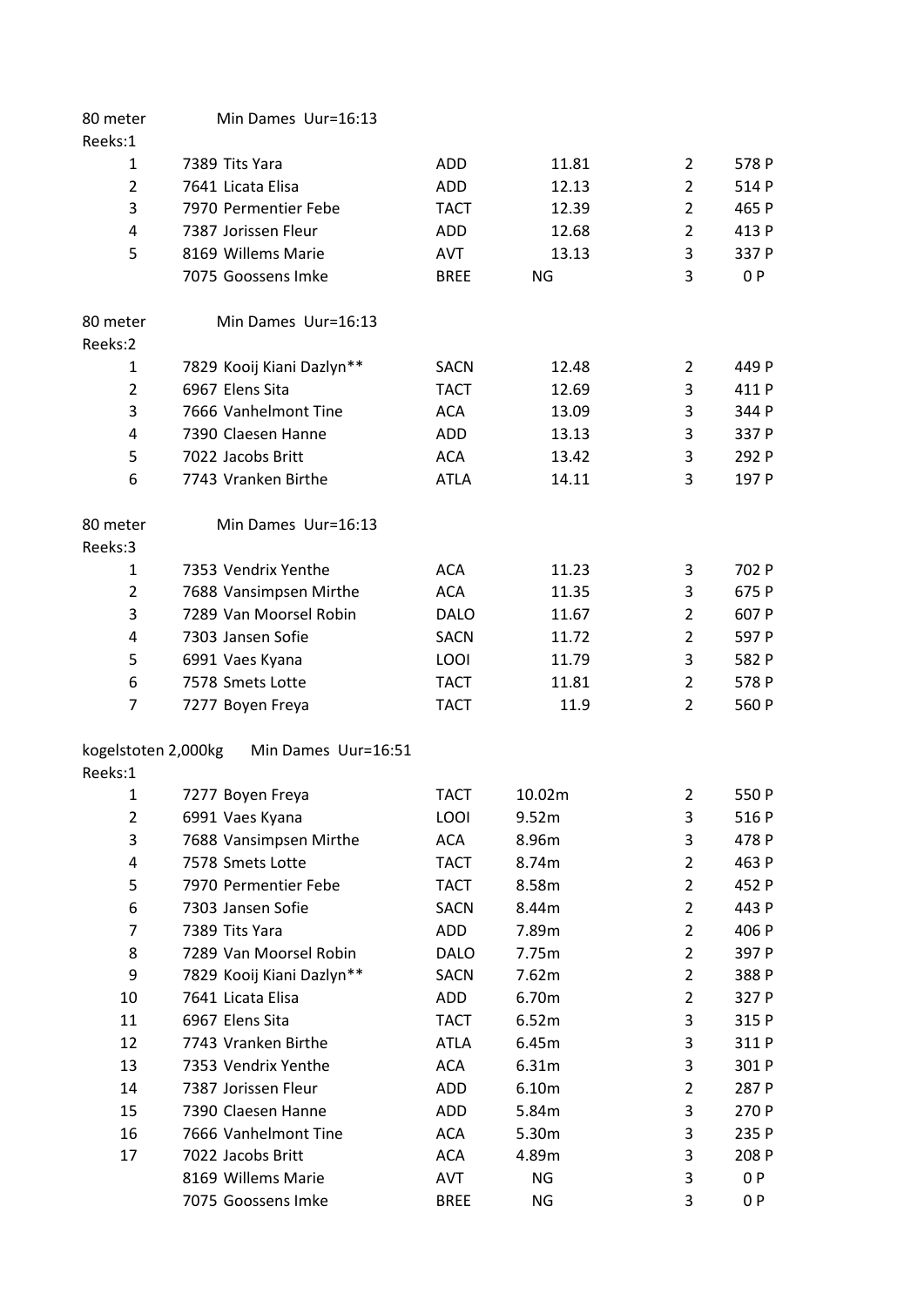80 meter Min Dames Uur=16:13

Reeks:1

| | | | | | |
|---|---|---|---|---|---|
| 1 | 7389 Tits Yara | ADD | 11.81 | 2 | 578 P |
| 2 | 7641 Licata Elisa | ADD | 12.13 | 2 | 514 P |
| 3 | 7970 Permentier Febe | TACT | 12.39 | 2 | 465 P |
| 4 | 7387 Jorissen Fleur | ADD | 12.68 | 2 | 413 P |
| 5 | 8169 Willems Marie | AVT | 13.13 | 3 | 337 P |
| | 7075 Goossens Imke | BREE | NG | 3 | 0 P |

80 meter Min Dames Uur=16:13

Reeks:2

| | | | | | |
|---|---|---|---|---|---|
| 1 | 7829 Kooij Kiani Dazlyn** | SACN | 12.48 | 2 | 449 P |
| 2 | 6967 Elens Sita | TACT | 12.69 | 3 | 411 P |
| 3 | 7666 Vanhelmont Tine | ACA | 13.09 | 3 | 344 P |
| 4 | 7390 Claesen Hanne | ADD | 13.13 | 3 | 337 P |
| 5 | 7022 Jacobs Britt | ACA | 13.42 | 3 | 292 P |
| 6 | 7743 Vranken Birthe | ATLA | 14.11 | 3 | 197 P |

80 meter Min Dames Uur=16:13

Reeks:3

| | | | | | |
|---|---|---|---|---|---|
| 1 | 7353 Vendrix Yenthe | ACA | 11.23 | 3 | 702 P |
| 2 | 7688 Vansimpsen Mirthe | ACA | 11.35 | 3 | 675 P |
| 3 | 7289 Van Moorsel Robin | DALO | 11.67 | 2 | 607 P |
| 4 | 7303 Jansen Sofie | SACN | 11.72 | 2 | 597 P |
| 5 | 6991 Vaes Kyana | LOOI | 11.79 | 3 | 582 P |
| 6 | 7578 Smets Lotte | TACT | 11.81 | 2 | 578 P |
| 7 | 7277 Boyen Freya | TACT | 11.9 | 2 | 560 P |

kogelstoten 2,000kg Min Dames Uur=16:51

Reeks:1

| | | | | | |
|---|---|---|---|---|---|
| 1 | 7277 Boyen Freya | TACT | 10.02m | 2 | 550 P |
| 2 | 6991 Vaes Kyana | LOOI | 9.52m | 3 | 516 P |
| 3 | 7688 Vansimpsen Mirthe | ACA | 8.96m | 3 | 478 P |
| 4 | 7578 Smets Lotte | TACT | 8.74m | 2 | 463 P |
| 5 | 7970 Permentier Febe | TACT | 8.58m | 2 | 452 P |
| 6 | 7303 Jansen Sofie | SACN | 8.44m | 2 | 443 P |
| 7 | 7389 Tits Yara | ADD | 7.89m | 2 | 406 P |
| 8 | 7289 Van Moorsel Robin | DALO | 7.75m | 2 | 397 P |
| 9 | 7829 Kooij Kiani Dazlyn** | SACN | 7.62m | 2 | 388 P |
| 10 | 7641 Licata Elisa | ADD | 6.70m | 2 | 327 P |
| 11 | 6967 Elens Sita | TACT | 6.52m | 3 | 315 P |
| 12 | 7743 Vranken Birthe | ATLA | 6.45m | 3 | 311 P |
| 13 | 7353 Vendrix Yenthe | ACA | 6.31m | 3 | 301 P |
| 14 | 7387 Jorissen Fleur | ADD | 6.10m | 2 | 287 P |
| 15 | 7390 Claesen Hanne | ADD | 5.84m | 3 | 270 P |
| 16 | 7666 Vanhelmont Tine | ACA | 5.30m | 3 | 235 P |
| 17 | 7022 Jacobs Britt | ACA | 4.89m | 3 | 208 P |
| | 8169 Willems Marie | AVT | NG | 3 | 0 P |
| | 7075 Goossens Imke | BREE | NG | 3 | 0 P |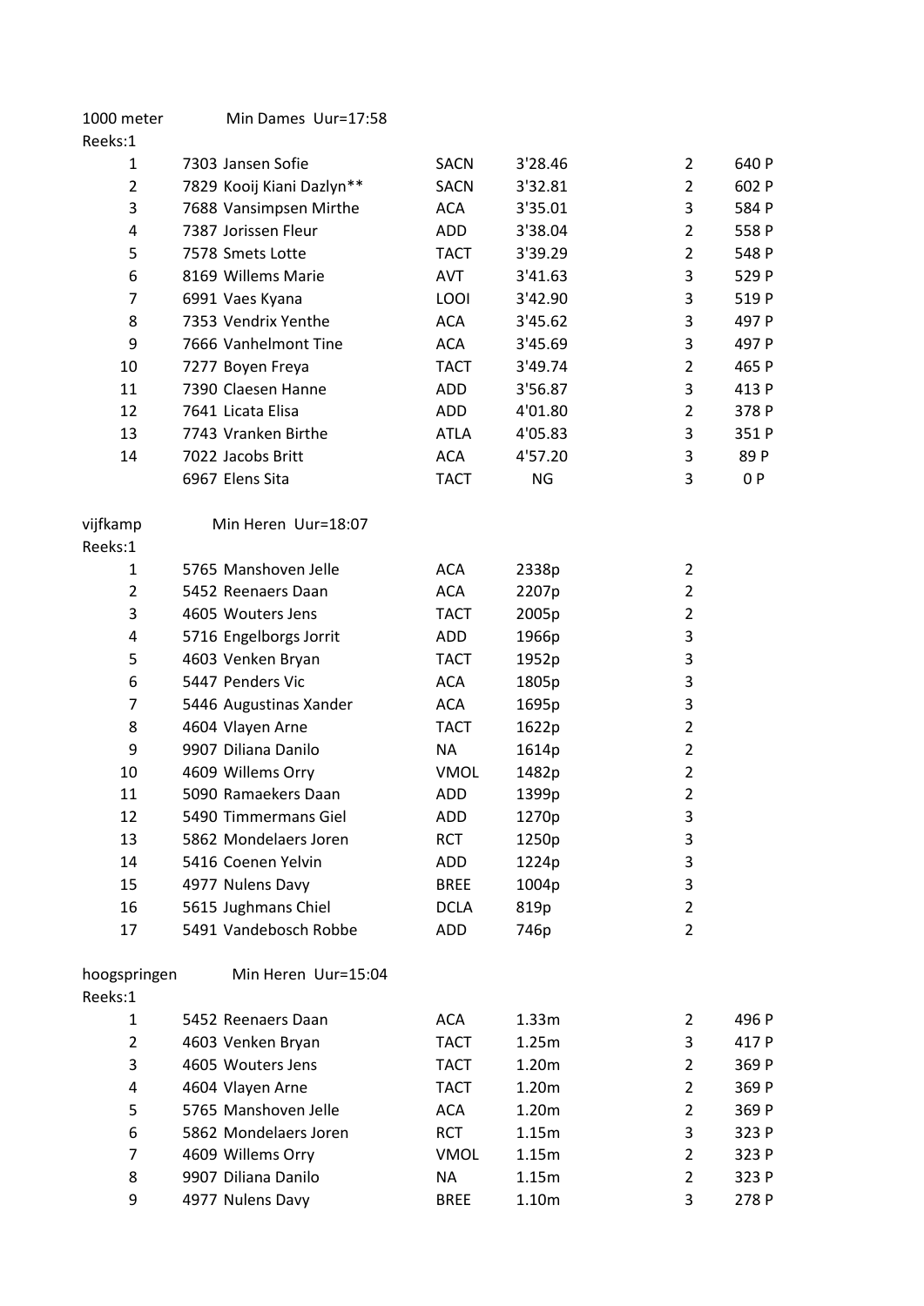1000 meter Min Dames Uur=17:58

Reeks:1

| | | | | | |
|---|---|---|---|---|---|
| 1 | 7303 Jansen Sofie | SACN | 3'28.46 | 2 | 640 P |
| 2 | 7829 Kooij Kiani Dazlyn** | SACN | 3'32.81 | 2 | 602 P |
| 3 | 7688 Vansimpsen Mirthe | ACA | 3'35.01 | 3 | 584 P |
| 4 | 7387 Jorissen Fleur | ADD | 3'38.04 | 2 | 558 P |
| 5 | 7578 Smets Lotte | TACT | 3'39.29 | 2 | 548 P |
| 6 | 8169 Willems Marie | AVT | 3'41.63 | 3 | 529 P |
| 7 | 6991 Vaes Kyana | LOOI | 3'42.90 | 3 | 519 P |
| 8 | 7353 Vendrix Yenthe | ACA | 3'45.62 | 3 | 497 P |
| 9 | 7666 Vanhelmont Tine | ACA | 3'45.69 | 3 | 497 P |
| 10 | 7277 Boyen Freya | TACT | 3'49.74 | 2 | 465 P |
| 11 | 7390 Claesen Hanne | ADD | 3'56.87 | 3 | 413 P |
| 12 | 7641 Licata Elisa | ADD | 4'01.80 | 2 | 378 P |
| 13 | 7743 Vranken Birthe | ATLA | 4'05.83 | 3 | 351 P |
| 14 | 7022 Jacobs Britt | ACA | 4'57.20 | 3 | 89 P |
| | 6967 Elens Sita | TACT | NG | 3 | 0 P |

vijfkamp Min Heren Uur=18:07

Reeks:1

| | | | | |
|---|---|---|---|---|
| 1 | 5765 Manshoven Jelle | ACA | 2338p | 2 |
| 2 | 5452 Reenaers Daan | ACA | 2207p | 2 |
| 3 | 4605 Wouters Jens | TACT | 2005p | 2 |
| 4 | 5716 Engelborgs Jorrit | ADD | 1966p | 3 |
| 5 | 4603 Venken Bryan | TACT | 1952p | 3 |
| 6 | 5447 Penders Vic | ACA | 1805p | 3 |
| 7 | 5446 Augustinas Xander | ACA | 1695p | 3 |
| 8 | 4604 Vlayen Arne | TACT | 1622p | 2 |
| 9 | 9907 Diliana Danilo | NA | 1614p | 2 |
| 10 | 4609 Willems Orry | VMOL | 1482p | 2 |
| 11 | 5090 Ramaekers Daan | ADD | 1399p | 2 |
| 12 | 5490 Timmermans Giel | ADD | 1270p | 3 |
| 13 | 5862 Mondelaers Joren | RCT | 1250p | 3 |
| 14 | 5416 Coenen Yelvin | ADD | 1224p | 3 |
| 15 | 4977 Nulens Davy | BREE | 1004p | 3 |
| 16 | 5615 Jughmans Chiel | DCLA | 819p | 2 |
| 17 | 5491 Vandebosch Robbe | ADD | 746p | 2 |

hoogspringen Min Heren Uur=15:04

Reeks:1

| | | | | | |
|---|---|---|---|---|---|
| 1 | 5452 Reenaers Daan | ACA | 1.33m | 2 | 496 P |
| 2 | 4603 Venken Bryan | TACT | 1.25m | 3 | 417 P |
| 3 | 4605 Wouters Jens | TACT | 1.20m | 2 | 369 P |
| 4 | 4604 Vlayen Arne | TACT | 1.20m | 2 | 369 P |
| 5 | 5765 Manshoven Jelle | ACA | 1.20m | 2 | 369 P |
| 6 | 5862 Mondelaers Joren | RCT | 1.15m | 3 | 323 P |
| 7 | 4609 Willems Orry | VMOL | 1.15m | 2 | 323 P |
| 8 | 9907 Diliana Danilo | NA | 1.15m | 2 | 323 P |
| 9 | 4977 Nulens Davy | BREE | 1.10m | 3 | 278 P |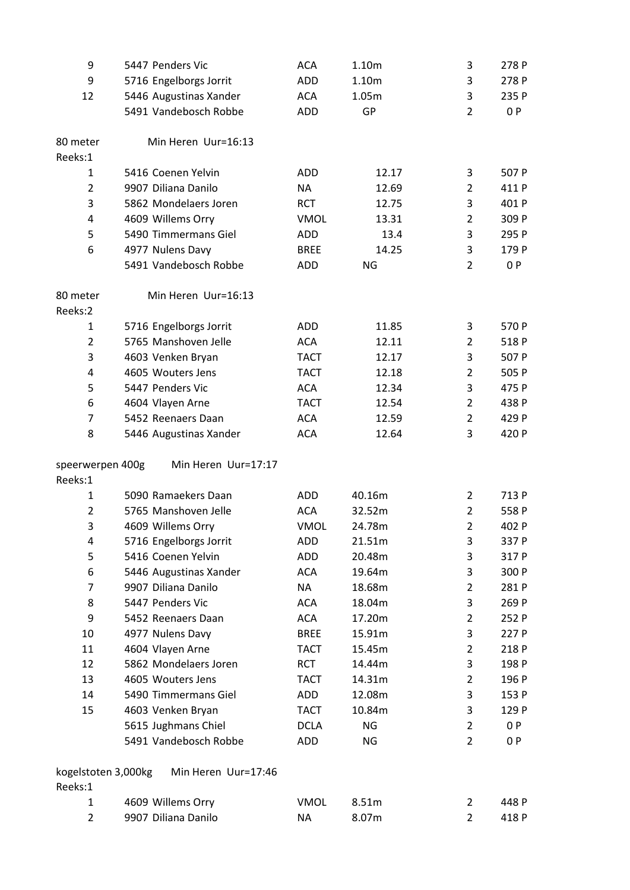| | | | | | |
|---|---|---|---|---|---|
| 9 | 5447 Penders Vic | ACA | 1.10m | 3 | 278 P |
| 9 | 5716 Engelborgs Jorrit | ADD | 1.10m | 3 | 278 P |
| 12 | 5446 Augustinas Xander | ACA | 1.05m | 3 | 235 P |
| | 5491 Vandebosch Robbe | ADD | GP | 2 | 0 P |

80 meter Min Heren Uur=16:13

Reeks:1

| | | | | | |
|---|---|---|---|---|---|
| 1 | 5416 Coenen Yelvin | ADD | 12.17 | 3 | 507 P |
| 2 | 9907 Diliana Danilo | NA | 12.69 | 2 | 411 P |
| 3 | 5862 Mondelaers Joren | RCT | 12.75 | 3 | 401 P |
| 4 | 4609 Willems Orry | VMOL | 13.31 | 2 | 309 P |
| 5 | 5490 Timmermans Giel | ADD | 13.4 | 3 | 295 P |
| 6 | 4977 Nulens Davy | BREE | 14.25 | 3 | 179 P |
| | 5491 Vandebosch Robbe | ADD | NG | 2 | 0 P |

80 meter Min Heren Uur=16:13

Reeks:2

| | | | | | |
|---|---|---|---|---|---|
| 1 | 5716 Engelborgs Jorrit | ADD | 11.85 | 3 | 570 P |
| 2 | 5765 Manshoven Jelle | ACA | 12.11 | 2 | 518 P |
| 3 | 4603 Venken Bryan | TACT | 12.17 | 3 | 507 P |
| 4 | 4605 Wouters Jens | TACT | 12.18 | 2 | 505 P |
| 5 | 5447 Penders Vic | ACA | 12.34 | 3 | 475 P |
| 6 | 4604 Vlayen Arne | TACT | 12.54 | 2 | 438 P |
| 7 | 5452 Reenaers Daan | ACA | 12.59 | 2 | 429 P |
| 8 | 5446 Augustinas Xander | ACA | 12.64 | 3 | 420 P |

speerwerpen 400g Min Heren Uur=17:17

Reeks:1

| | | | | | |
|---|---|---|---|---|---|
| 1 | 5090 Ramaekers Daan | ADD | 40.16m | 2 | 713 P |
| 2 | 5765 Manshoven Jelle | ACA | 32.52m | 2 | 558 P |
| 3 | 4609 Willems Orry | VMOL | 24.78m | 2 | 402 P |
| 4 | 5716 Engelborgs Jorrit | ADD | 21.51m | 3 | 337 P |
| 5 | 5416 Coenen Yelvin | ADD | 20.48m | 3 | 317 P |
| 6 | 5446 Augustinas Xander | ACA | 19.64m | 3 | 300 P |
| 7 | 9907 Diliana Danilo | NA | 18.68m | 2 | 281 P |
| 8 | 5447 Penders Vic | ACA | 18.04m | 3 | 269 P |
| 9 | 5452 Reenaers Daan | ACA | 17.20m | 2 | 252 P |
| 10 | 4977 Nulens Davy | BREE | 15.91m | 3 | 227 P |
| 11 | 4604 Vlayen Arne | TACT | 15.45m | 2 | 218 P |
| 12 | 5862 Mondelaers Joren | RCT | 14.44m | 3 | 198 P |
| 13 | 4605 Wouters Jens | TACT | 14.31m | 2 | 196 P |
| 14 | 5490 Timmermans Giel | ADD | 12.08m | 3 | 153 P |
| 15 | 4603 Venken Bryan | TACT | 10.84m | 3 | 129 P |
| | 5615 Jughmans Chiel | DCLA | NG | 2 | 0 P |
| | 5491 Vandebosch Robbe | ADD | NG | 2 | 0 P |

kogelstoten 3,000kg Min Heren Uur=17:46

Reeks:1

| | | | | | |
|---|---|---|---|---|---|
| 1 | 4609 Willems Orry | VMOL | 8.51m | 2 | 448 P |
| 2 | 9907 Diliana Danilo | NA | 8.07m | 2 | 418 P |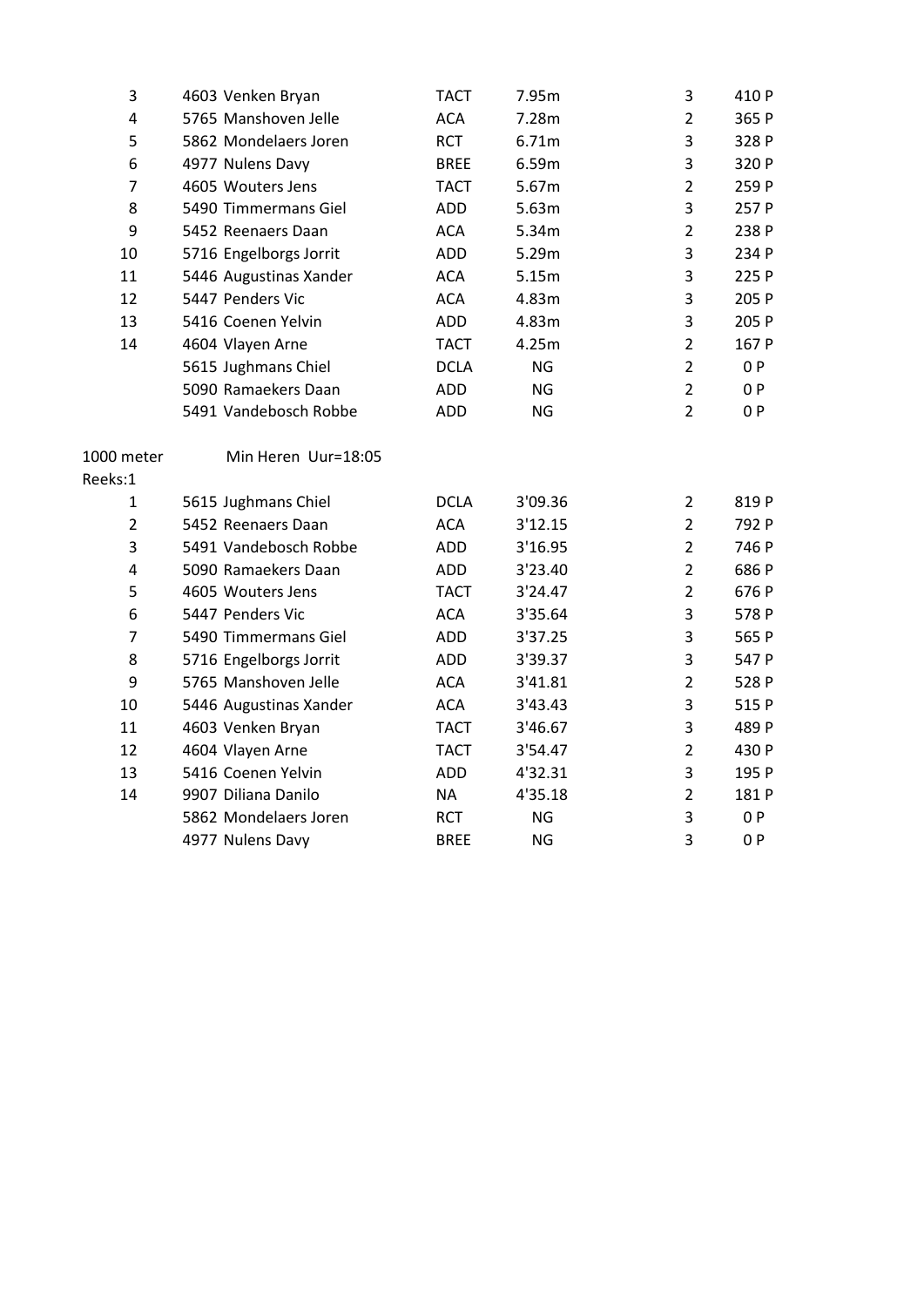| | | | | | | |
|---|---|---|---|---|---|---|
| 3 | 4603 | Venken Bryan | TACT | 7.95m | 3 | 410 P |
| 4 | 5765 | Manshoven Jelle | ACA | 7.28m | 2 | 365 P |
| 5 | 5862 | Mondelaers Joren | RCT | 6.71m | 3 | 328 P |
| 6 | 4977 | Nulens Davy | BREE | 6.59m | 3 | 320 P |
| 7 | 4605 | Wouters Jens | TACT | 5.67m | 2 | 259 P |
| 8 | 5490 | Timmermans Giel | ADD | 5.63m | 3 | 257 P |
| 9 | 5452 | Reenaers Daan | ACA | 5.34m | 2 | 238 P |
| 10 | 5716 | Engelborgs Jorrit | ADD | 5.29m | 3 | 234 P |
| 11 | 5446 | Augustinas Xander | ACA | 5.15m | 3 | 225 P |
| 12 | 5447 | Penders Vic | ACA | 4.83m | 3 | 205 P |
| 13 | 5416 | Coenen Yelvin | ADD | 4.83m | 3 | 205 P |
| 14 | 4604 | Vlayen Arne | TACT | 4.25m | 2 | 167 P |
| | 5615 | Jughmans Chiel | DCLA | NG | 2 | 0 P |
| | 5090 | Ramaekers Daan | ADD | NG | 2 | 0 P |
| | 5491 | Vandebosch Robbe | ADD | NG | 2 | 0 P |

1000 meter Min Heren Uur=18:05

Reeks:1

| | | | | | | |
|---|---|---|---|---|---|---|
| 1 | 5615 | Jughmans Chiel | DCLA | 3'09.36 | 2 | 819 P |
| 2 | 5452 | Reenaers Daan | ACA | 3'12.15 | 2 | 792 P |
| 3 | 5491 | Vandebosch Robbe | ADD | 3'16.95 | 2 | 746 P |
| 4 | 5090 | Ramaekers Daan | ADD | 3'23.40 | 2 | 686 P |
| 5 | 4605 | Wouters Jens | TACT | 3'24.47 | 2 | 676 P |
| 6 | 5447 | Penders Vic | ACA | 3'35.64 | 3 | 578 P |
| 7 | 5490 | Timmermans Giel | ADD | 3'37.25 | 3 | 565 P |
| 8 | 5716 | Engelborgs Jorrit | ADD | 3'39.37 | 3 | 547 P |
| 9 | 5765 | Manshoven Jelle | ACA | 3'41.81 | 2 | 528 P |
| 10 | 5446 | Augustinas Xander | ACA | 3'43.43 | 3 | 515 P |
| 11 | 4603 | Venken Bryan | TACT | 3'46.67 | 3 | 489 P |
| 12 | 4604 | Vlayen Arne | TACT | 3'54.47 | 2 | 430 P |
| 13 | 5416 | Coenen Yelvin | ADD | 4'32.31 | 3 | 195 P |
| 14 | 9907 | Diliana Danilo | NA | 4'35.18 | 2 | 181 P |
| | 5862 | Mondelaers Joren | RCT | NG | 3 | 0 P |
| | 4977 | Nulens Davy | BREE | NG | 3 | 0 P |